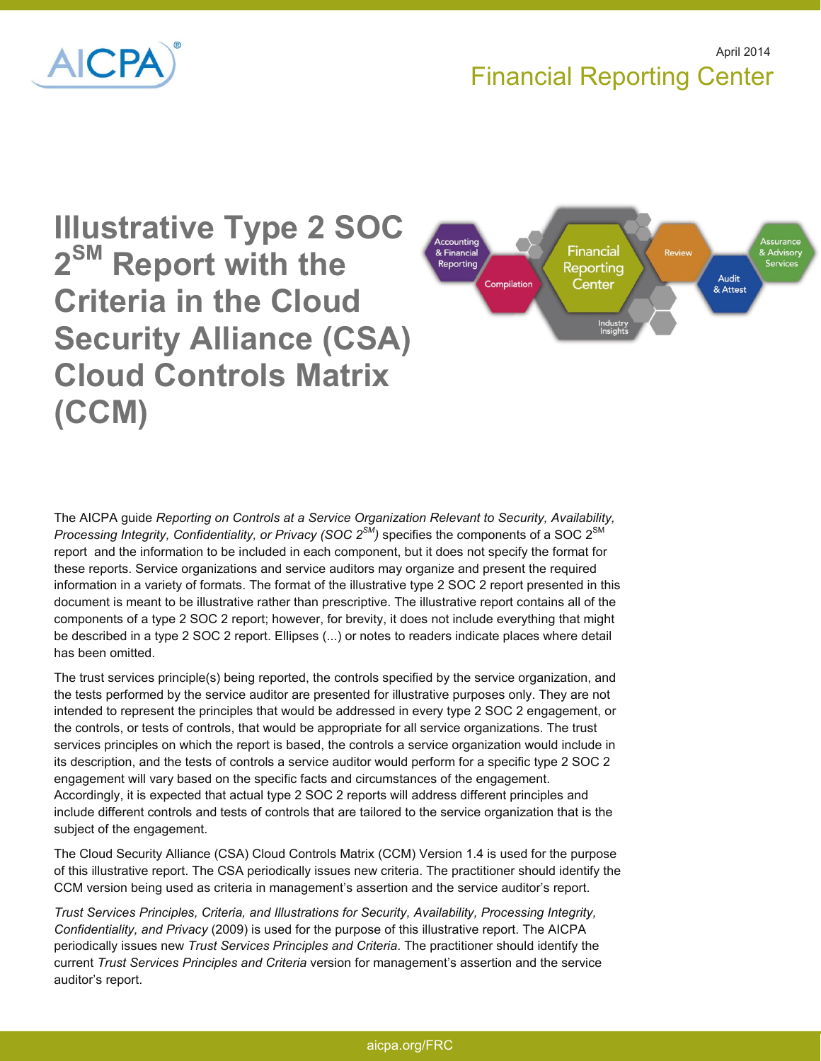AICPA

April 2014

Financial Reporting Center

# Illustrative Type 2 SOC 2SM Report with the Criteria in the Cloud Security Alliance (CSA) Cloud Controls Matrix (CCM)

The AICPA guide *Reporting on Controls at a Service Organization Relevant to Security, Availability, Processing Integrity, Confidentiality, or Privacy (SOC 2SM)* specifies the components of a SOC 2SM report and the information to be included in each component, but it does not specify the format for these reports. Service organizations and service auditors may organize and present the required information in a variety of formats. The format of the illustrative type 2 SOC 2 report presented in this document is meant to be illustrative rather than prescriptive. The illustrative report contains all of the components of a type 2 SOC 2 report; however, for brevity, it does not include everything that might be described in a type 2 SOC 2 report. Ellipses (...) or notes to readers indicate places where detail has been omitted.

The trust services principle(s) being reported, the controls specified by the service organization, and the tests performed by the service auditor are presented for illustrative purposes only. They are not intended to represent the principles that would be addressed in every type 2 SOC 2 engagement, or the controls, or tests of controls, that would be appropriate for all service organizations. The trust services principles on which the report is based, the controls a service organization would include in its description, and the tests of controls a service auditor would perform for a specific type 2 SOC 2 engagement will vary based on the specific facts and circumstances of the engagement. Accordingly, it is expected that actual type 2 SOC 2 reports will address different principles and include different controls and tests of controls that are tailored to the service organization that is the subject of the engagement.

The Cloud Security Alliance (CSA) Cloud Controls Matrix (CCM) Version 1.4 is used for the purpose of this illustrative report. The CSA periodically issues new criteria. The practitioner should identify the CCM version being used as criteria in management's assertion and the service auditor's report.

*Trust Services Principles, Criteria, and Illustrations for Security, Availability, Processing Integrity, Confidentiality, and Privacy* (2009) is used for the purpose of this illustrative report. The AICPA periodically issues new *Trust Services Principles and Criteria*. The practitioner should identify the current *Trust Services Principles and Criteria* version for management's assertion and the service auditor's report.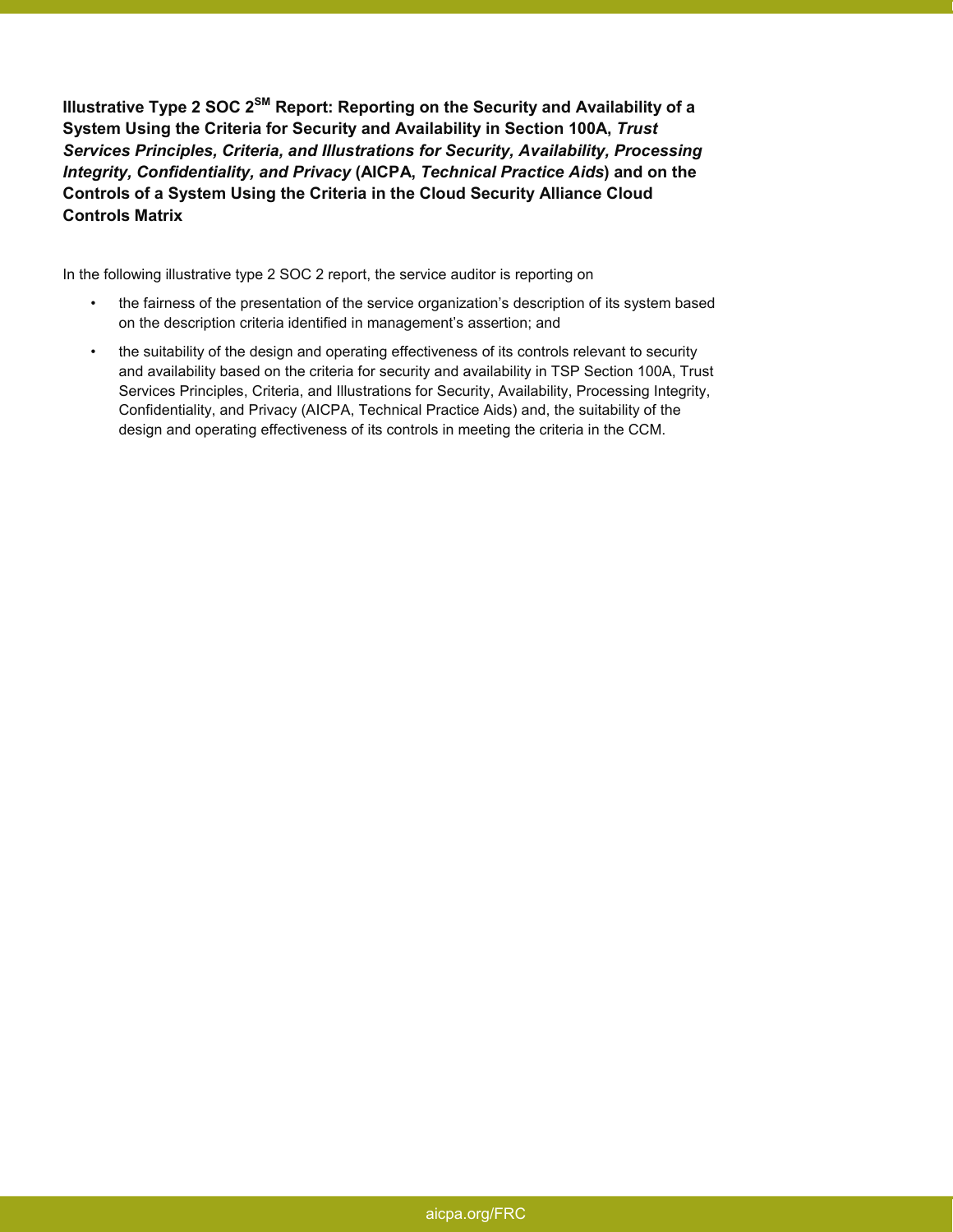**Illustrative Type 2 SOC 2[SM] Report: Reporting on the Security and Availability of a System Using the Criteria for Security and Availability in Section 100A, *Trust Services Principles, Criteria, and Illustrations for Security, Availability, Processing Integrity, Confidentiality, and Privacy* (AICPA, *Technical Practice Aids*) and on the Controls of a System Using the Criteria in the Cloud Security Alliance Cloud Controls Matrix**

In the following illustrative type 2 SOC 2 report, the service auditor is reporting on

- the fairness of the presentation of the service organization's description of its system based on the description criteria identified in management's assertion; and
- the suitability of the design and operating effectiveness of its controls relevant to security and availability based on the criteria for security and availability in TSP Section 100A, Trust Services Principles, Criteria, and Illustrations for Security, Availability, Processing Integrity, Confidentiality, and Privacy (AICPA, Technical Practice Aids) and, the suitability of the design and operating effectiveness of its controls in meeting the criteria in the CCM.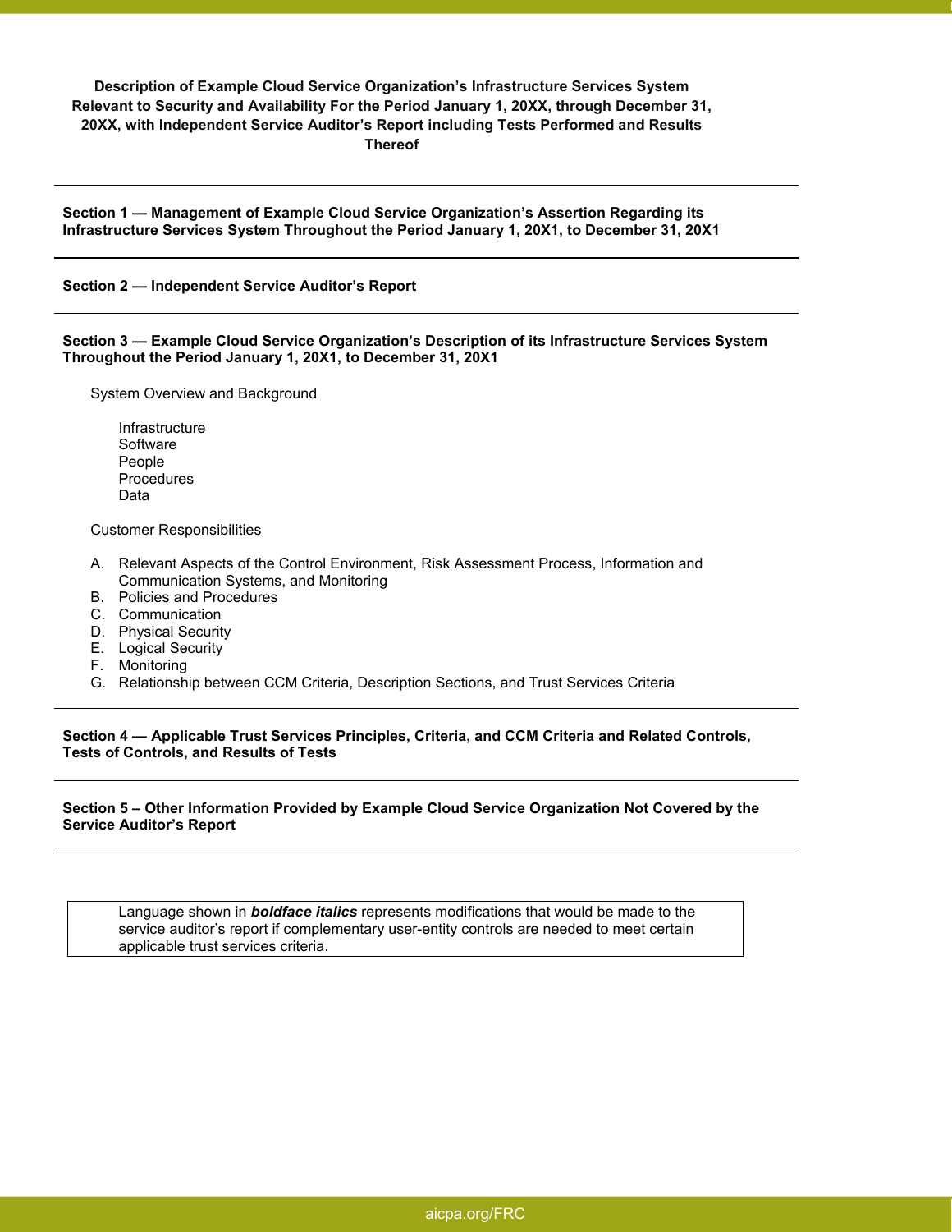**Description of Example Cloud Service Organization's Infrastructure Services System Relevant to Security and Availability For the Period January 1, 20XX, through December 31, 20XX, with Independent Service Auditor's Report including Tests Performed and Results Thereof**

---

**Section 1 — Management of Example Cloud Service Organization's Assertion Regarding its Infrastructure Services System Throughout the Period January 1, 20X1, to December 31, 20X1**

---

**Section 2 — Independent Service Auditor's Report**

---

**Section 3 — Example Cloud Service Organization's Description of its Infrastructure Services System Throughout the Period January 1, 20X1, to December 31, 20X1**

System Overview and Background

- Infrastructure
- Software
- People
- Procedures
- Data

Customer Responsibilities

A. Relevant Aspects of the Control Environment, Risk Assessment Process, Information and Communication Systems, and Monitoring
B. Policies and Procedures
C. Communication
D. Physical Security
E. Logical Security
F. Monitoring
G. Relationship between CCM Criteria, Description Sections, and Trust Services Criteria

---

**Section 4 — Applicable Trust Services Principles, Criteria, and CCM Criteria and Related Controls, Tests of Controls, and Results of Tests**

---

**Section 5 – Other Information Provided by Example Cloud Service Organization Not Covered by the Service Auditor's Report**

---

Language shown in ***boldface italics*** represents modifications that would be made to the service auditor's report if complementary user-entity controls are needed to meet certain applicable trust services criteria.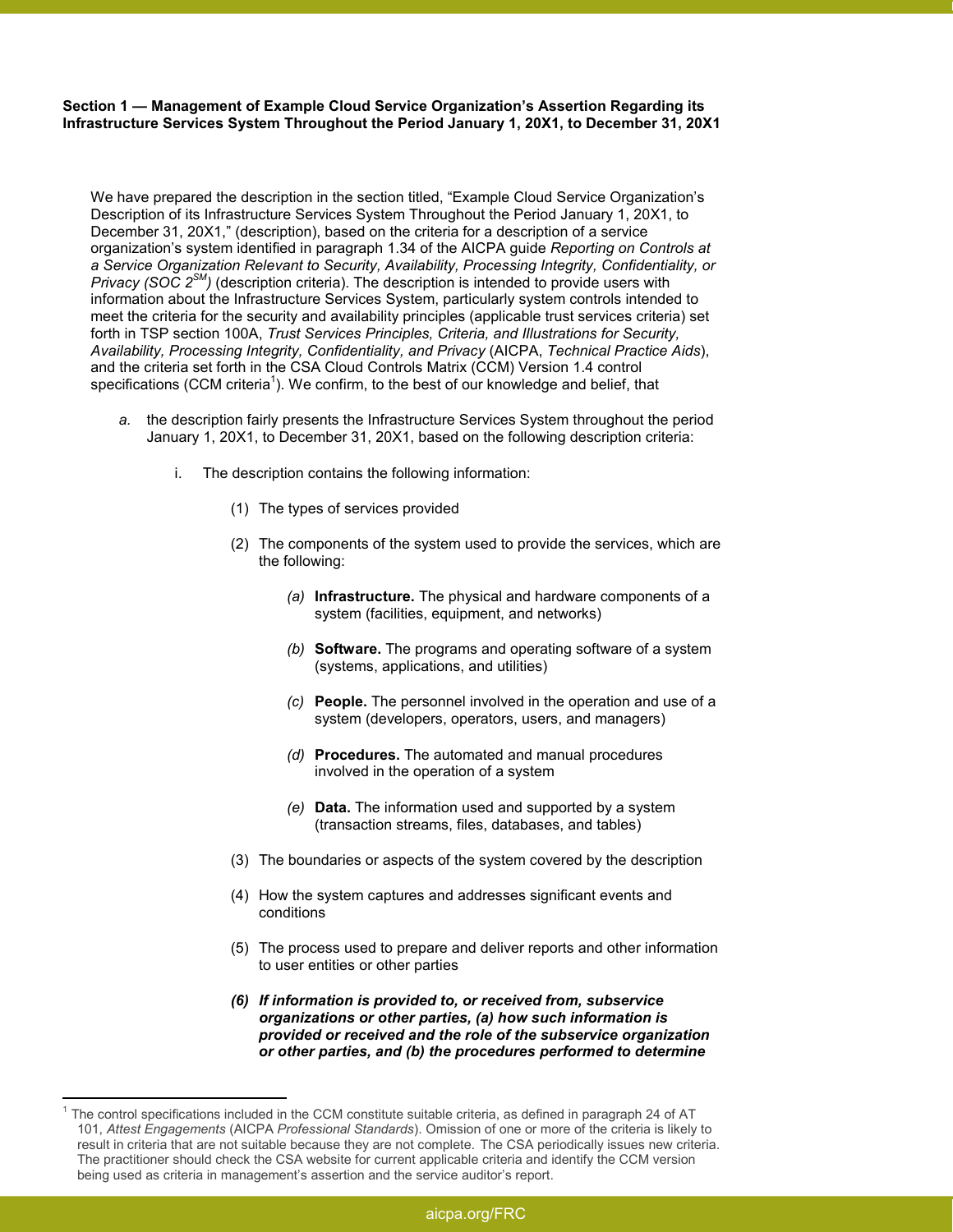**Section 1 — Management of Example Cloud Service Organization's Assertion Regarding its Infrastructure Services System Throughout the Period January 1, 20X1, to December 31, 20X1**

We have prepared the description in the section titled, "Example Cloud Service Organization's Description of its Infrastructure Services System Throughout the Period January 1, 20X1, to December 31, 20X1," (description), based on the criteria for a description of a service organization's system identified in paragraph 1.34 of the AICPA guide *Reporting on Controls at a Service Organization Relevant to Security, Availability, Processing Integrity, Confidentiality, or Privacy (SOC 2[SM])* (description criteria). The description is intended to provide users with information about the Infrastructure Services System, particularly system controls intended to meet the criteria for the security and availability principles (applicable trust services criteria) set forth in TSP section 100A, *Trust Services Principles, Criteria, and Illustrations for Security, Availability, Processing Integrity, Confidentiality, and Privacy* (AICPA, *Technical Practice Aids*), and the criteria set forth in the CSA Cloud Controls Matrix (CCM) Version 1.4 control specifications (CCM criteria[1]). We confirm, to the best of our knowledge and belief, that

*a.* the description fairly presents the Infrastructure Services System throughout the period January 1, 20X1, to December 31, 20X1, based on the following description criteria:

i. The description contains the following information:

(1) The types of services provided

(2) The components of the system used to provide the services, which are the following:

*(a)* **Infrastructure.** The physical and hardware components of a system (facilities, equipment, and networks)

*(b)* **Software.** The programs and operating software of a system (systems, applications, and utilities)

*(c)* **People.** The personnel involved in the operation and use of a system (developers, operators, users, and managers)

*(d)* **Procedures.** The automated and manual procedures involved in the operation of a system

*(e)* **Data.** The information used and supported by a system (transaction streams, files, databases, and tables)

(3) The boundaries or aspects of the system covered by the description

(4) How the system captures and addresses significant events and conditions

(5) The process used to prepare and deliver reports and other information to user entities or other parties

***(6) If information is provided to, or received from, subservice organizations or other parties, (a) how such information is provided or received and the role of the subservice organization or other parties, and (b) the procedures performed to determine***

[1] The control specifications included in the CCM constitute suitable criteria, as defined in paragraph 24 of AT 101, *Attest Engagements* (AICPA *Professional Standards*). Omission of one or more of the criteria is likely to result in criteria that are not suitable because they are not complete. The CSA periodically issues new criteria. The practitioner should check the CSA website for current applicable criteria and identify the CCM version being used as criteria in management's assertion and the service auditor's report.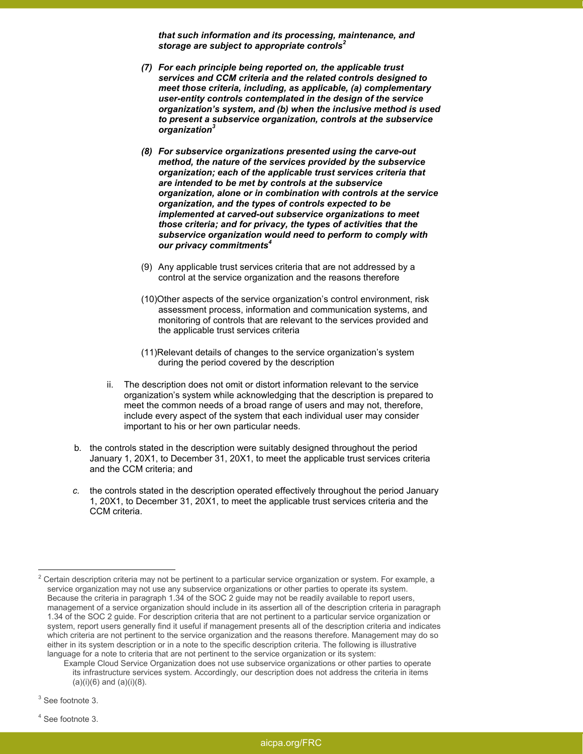***that such information and its processing, maintenance, and storage are subject to appropriate controls***[2]

***(7) For each principle being reported on, the applicable trust services and CCM criteria and the related controls designed to meet those criteria, including, as applicable, (a) complementary user-entity controls contemplated in the design of the service organization's system, and (b) when the inclusive method is used to present a subservice organization, controls at the subservice organization***[3]

***(8) For subservice organizations presented using the carve-out method, the nature of the services provided by the subservice organization; each of the applicable trust services criteria that are intended to be met by controls at the subservice organization, alone or in combination with controls at the service organization, and the types of controls expected to be implemented at carved-out subservice organizations to meet those criteria; and for privacy, the types of activities that the subservice organization would need to perform to comply with our privacy commitments***[4]

(9) Any applicable trust services criteria that are not addressed by a control at the service organization and the reasons therefore

(10) Other aspects of the service organization's control environment, risk assessment process, information and communication systems, and monitoring of controls that are relevant to the services provided and the applicable trust services criteria

(11) Relevant details of changes to the service organization's system during the period covered by the description

ii. The description does not omit or distort information relevant to the service organization's system while acknowledging that the description is prepared to meet the common needs of a broad range of users and may not, therefore, include every aspect of the system that each individual user may consider important to his or her own particular needs.

b. the controls stated in the description were suitably designed throughout the period January 1, 20X1, to December 31, 20X1, to meet the applicable trust services criteria and the CCM criteria; and

*c.* the controls stated in the description operated effectively throughout the period January 1, 20X1, to December 31, 20X1, to meet the applicable trust services criteria and the CCM criteria.

---

[2] Certain description criteria may not be pertinent to a particular service organization or system. For example, a service organization may not use any subservice organizations or other parties to operate its system. Because the criteria in paragraph 1.34 of the SOC 2 guide may not be readily available to report users, management of a service organization should include in its assertion all of the description criteria in paragraph 1.34 of the SOC 2 guide. For description criteria that are not pertinent to a particular service organization or system, report users generally find it useful if management presents all of the description criteria and indicates which criteria are not pertinent to the service organization and the reasons therefore. Management may do so either in its system description or in a note to the specific description criteria. The following is illustrative language for a note to criteria that are not pertinent to the service organization or its system:

> Example Cloud Service Organization does not use subservice organizations or other parties to operate its infrastructure services system. Accordingly, our description does not address the criteria in items (a)(i)(6) and (a)(i)(8).

[3] See footnote 3.

[4] See footnote 3.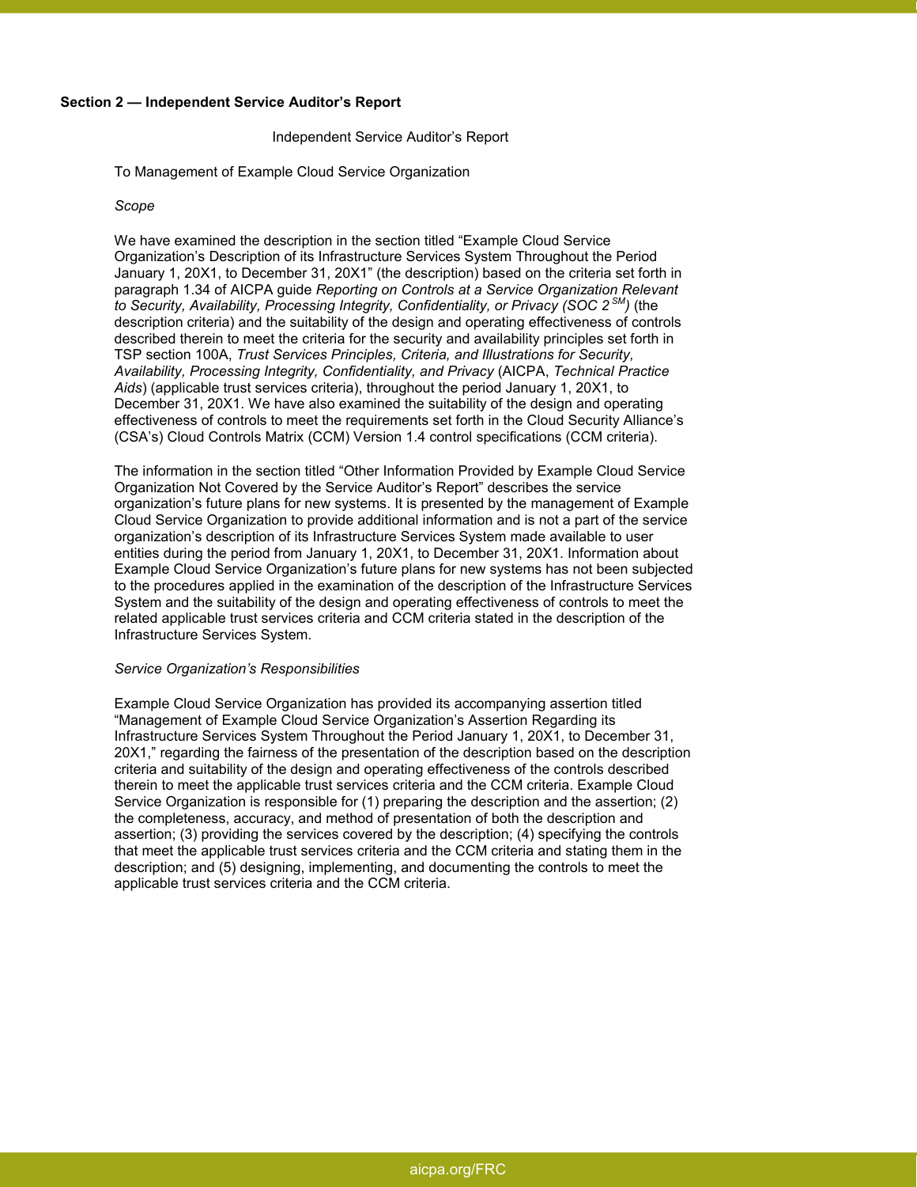## Section 2 — Independent Service Auditor's Report

Independent Service Auditor's Report

To Management of Example Cloud Service Organization

*Scope*

We have examined the description in the section titled "Example Cloud Service Organization's Description of its Infrastructure Services System Throughout the Period January 1, 20X1, to December 31, 20X1" (the description) based on the criteria set forth in paragraph 1.34 of AICPA guide *Reporting on Controls at a Service Organization Relevant to Security, Availability, Processing Integrity, Confidentiality, or Privacy (SOC 2 SM)* (the description criteria) and the suitability of the design and operating effectiveness of controls described therein to meet the criteria for the security and availability principles set forth in TSP section 100A, *Trust Services Principles, Criteria, and Illustrations for Security, Availability, Processing Integrity, Confidentiality, and Privacy* (AICPA, *Technical Practice Aids*) (applicable trust services criteria), throughout the period January 1, 20X1, to December 31, 20X1. We have also examined the suitability of the design and operating effectiveness of controls to meet the requirements set forth in the Cloud Security Alliance's (CSA's) Cloud Controls Matrix (CCM) Version 1.4 control specifications (CCM criteria).

The information in the section titled "Other Information Provided by Example Cloud Service Organization Not Covered by the Service Auditor's Report" describes the service organization's future plans for new systems. It is presented by the management of Example Cloud Service Organization to provide additional information and is not a part of the service organization's description of its Infrastructure Services System made available to user entities during the period from January 1, 20X1, to December 31, 20X1. Information about Example Cloud Service Organization's future plans for new systems has not been subjected to the procedures applied in the examination of the description of the Infrastructure Services System and the suitability of the design and operating effectiveness of controls to meet the related applicable trust services criteria and CCM criteria stated in the description of the Infrastructure Services System.

*Service Organization's Responsibilities*

Example Cloud Service Organization has provided its accompanying assertion titled "Management of Example Cloud Service Organization's Assertion Regarding its Infrastructure Services System Throughout the Period January 1, 20X1, to December 31, 20X1," regarding the fairness of the presentation of the description based on the description criteria and suitability of the design and operating effectiveness of the controls described therein to meet the applicable trust services criteria and the CCM criteria. Example Cloud Service Organization is responsible for (1) preparing the description and the assertion; (2) the completeness, accuracy, and method of presentation of both the description and assertion; (3) providing the services covered by the description; (4) specifying the controls that meet the applicable trust services criteria and the CCM criteria and stating them in the description; and (5) designing, implementing, and documenting the controls to meet the applicable trust services criteria and the CCM criteria.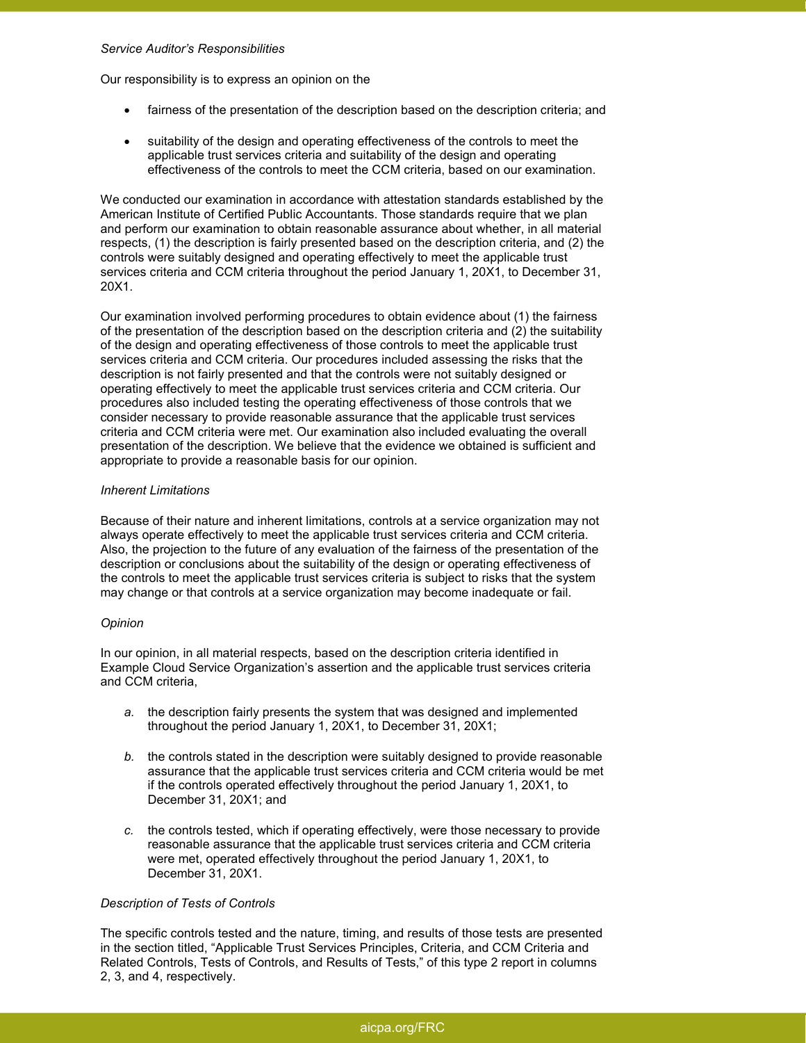*Service Auditor's Responsibilities*

Our responsibility is to express an opinion on the

- fairness of the presentation of the description based on the description criteria; and
- suitability of the design and operating effectiveness of the controls to meet the applicable trust services criteria and suitability of the design and operating effectiveness of the controls to meet the CCM criteria, based on our examination.

We conducted our examination in accordance with attestation standards established by the American Institute of Certified Public Accountants. Those standards require that we plan and perform our examination to obtain reasonable assurance about whether, in all material respects, (1) the description is fairly presented based on the description criteria, and (2) the controls were suitably designed and operating effectively to meet the applicable trust services criteria and CCM criteria throughout the period January 1, 20X1, to December 31, 20X1.

Our examination involved performing procedures to obtain evidence about (1) the fairness of the presentation of the description based on the description criteria and (2) the suitability of the design and operating effectiveness of those controls to meet the applicable trust services criteria and CCM criteria. Our procedures included assessing the risks that the description is not fairly presented and that the controls were not suitably designed or operating effectively to meet the applicable trust services criteria and CCM criteria. Our procedures also included testing the operating effectiveness of those controls that we consider necessary to provide reasonable assurance that the applicable trust services criteria and CCM criteria were met. Our examination also included evaluating the overall presentation of the description. We believe that the evidence we obtained is sufficient and appropriate to provide a reasonable basis for our opinion.

*Inherent Limitations*

Because of their nature and inherent limitations, controls at a service organization may not always operate effectively to meet the applicable trust services criteria and CCM criteria. Also, the projection to the future of any evaluation of the fairness of the presentation of the description or conclusions about the suitability of the design or operating effectiveness of the controls to meet the applicable trust services criteria is subject to risks that the system may change or that controls at a service organization may become inadequate or fail.

*Opinion*

In our opinion, in all material respects, based on the description criteria identified in Example Cloud Service Organization's assertion and the applicable trust services criteria and CCM criteria,

*a.* the description fairly presents the system that was designed and implemented throughout the period January 1, 20X1, to December 31, 20X1;

*b.* the controls stated in the description were suitably designed to provide reasonable assurance that the applicable trust services criteria and CCM criteria would be met if the controls operated effectively throughout the period January 1, 20X1, to December 31, 20X1; and

*c.* the controls tested, which if operating effectively, were those necessary to provide reasonable assurance that the applicable trust services criteria and CCM criteria were met, operated effectively throughout the period January 1, 20X1, to December 31, 20X1.

*Description of Tests of Controls*

The specific controls tested and the nature, timing, and results of those tests are presented in the section titled, "Applicable Trust Services Principles, Criteria, and CCM Criteria and Related Controls, Tests of Controls, and Results of Tests," of this type 2 report in columns 2, 3, and 4, respectively.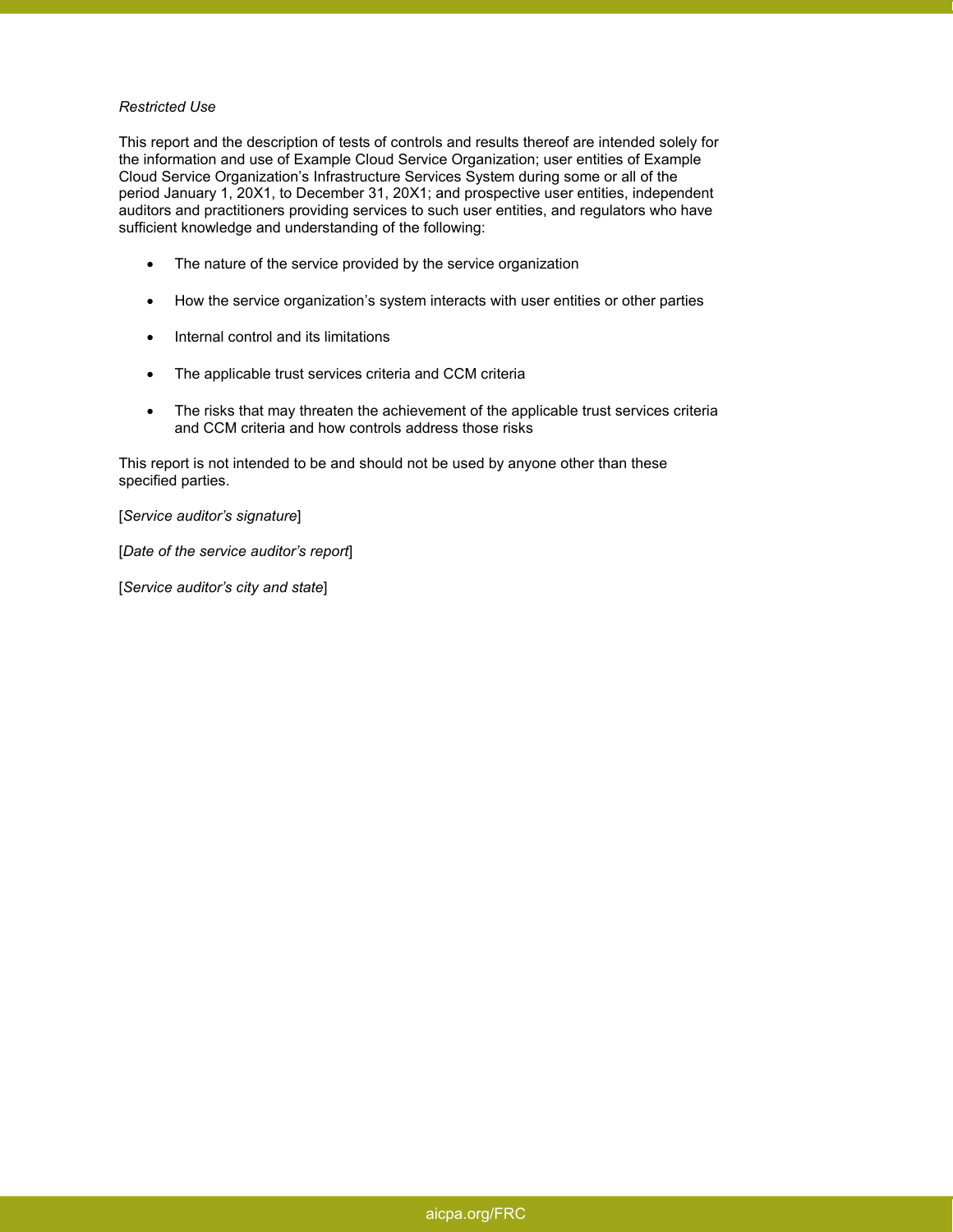*Restricted Use*

This report and the description of tests of controls and results thereof are intended solely for the information and use of Example Cloud Service Organization; user entities of Example Cloud Service Organization's Infrastructure Services System during some or all of the period January 1, 20X1, to December 31, 20X1; and prospective user entities, independent auditors and practitioners providing services to such user entities, and regulators who have sufficient knowledge and understanding of the following:

- The nature of the service provided by the service organization
- How the service organization's system interacts with user entities or other parties
- Internal control and its limitations
- The applicable trust services criteria and CCM criteria
- The risks that may threaten the achievement of the applicable trust services criteria and CCM criteria and how controls address those risks

This report is not intended to be and should not be used by anyone other than these specified parties.

[*Service auditor's signature*]

[*Date of the service auditor's report*]

[*Service auditor's city and state*]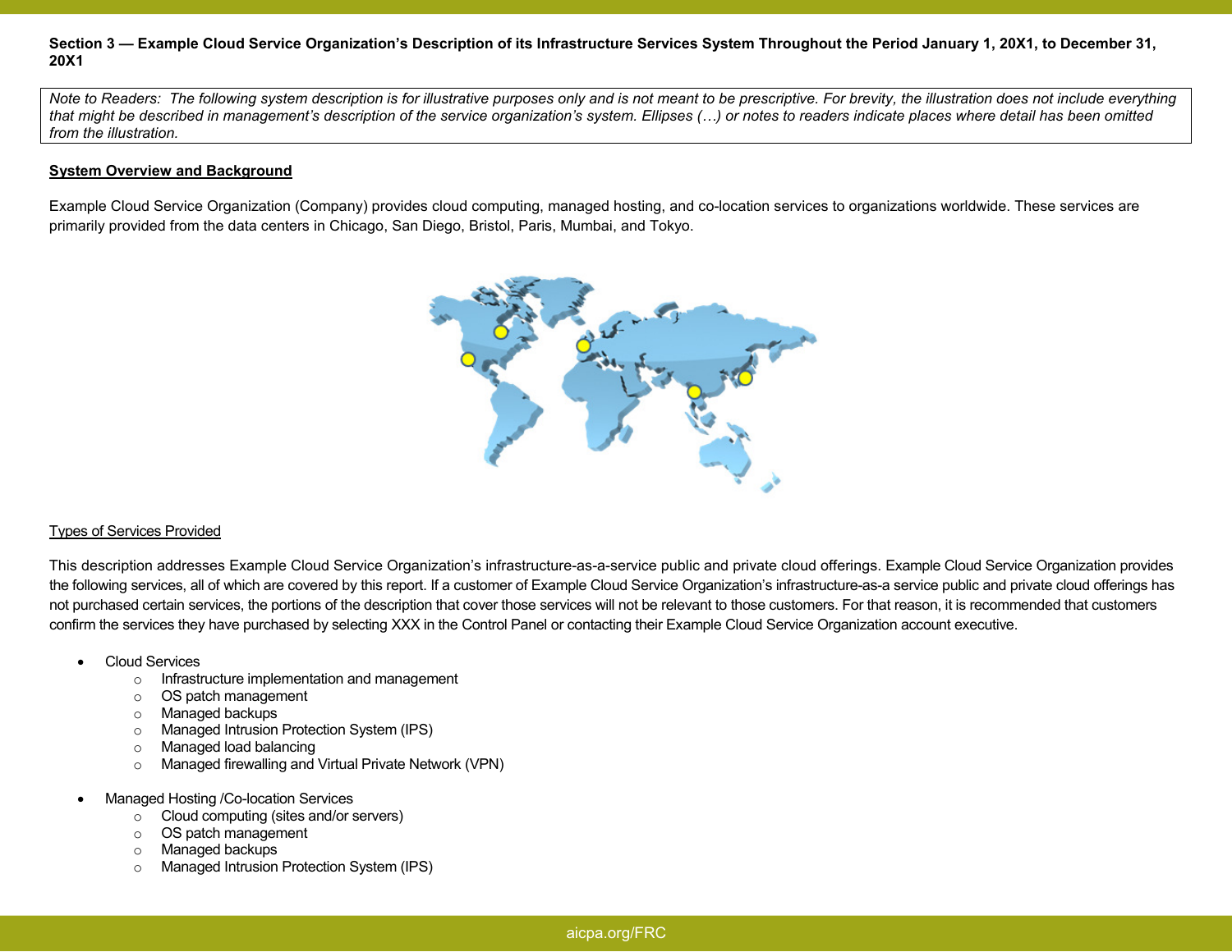**Section 3 — Example Cloud Service Organization's Description of its Infrastructure Services System Throughout the Period January 1, 20X1, to December 31, 20X1**

*Note to Readers: The following system description is for illustrative purposes only and is not meant to be prescriptive. For brevity, the illustration does not include everything that might be described in management's description of the service organization's system. Ellipses (…) or notes to readers indicate places where detail has been omitted from the illustration.*

**System Overview and Background**

Example Cloud Service Organization (Company) provides cloud computing, managed hosting, and co-location services to organizations worldwide. These services are primarily provided from the data centers in Chicago, San Diego, Bristol, Paris, Mumbai, and Tokyo.

Types of Services Provided

This description addresses Example Cloud Service Organization's infrastructure-as-a-service public and private cloud offerings. Example Cloud Service Organization provides the following services, all of which are covered by this report. If a customer of Example Cloud Service Organization's infrastructure-as-a service public and private cloud offerings has not purchased certain services, the portions of the description that cover those services will not be relevant to those customers. For that reason, it is recommended that customers confirm the services they have purchased by selecting XXX in the Control Panel or contacting their Example Cloud Service Organization account executive.

- Cloud Services
  - Infrastructure implementation and management
  - OS patch management
  - Managed backups
  - Managed Intrusion Protection System (IPS)
  - Managed load balancing
  - Managed firewalling and Virtual Private Network (VPN)

- Managed Hosting /Co-location Services
  - Cloud computing (sites and/or servers)
  - OS patch management
  - Managed backups
  - Managed Intrusion Protection System (IPS)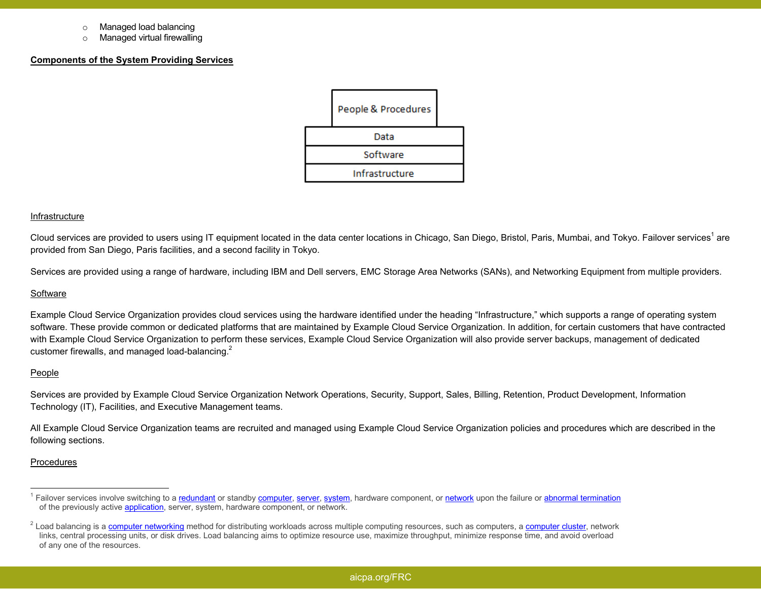- Managed load balancing
- Managed virtual firewalling

**Components of the System Providing Services**

| People & Procedures |
|---|
| Data |
| Software |
| Infrastructure |

Infrastructure

Cloud services are provided to users using IT equipment located in the data center locations in Chicago, San Diego, Bristol, Paris, Mumbai, and Tokyo. Failover services[1] are provided from San Diego, Paris facilities, and a second facility in Tokyo.

Services are provided using a range of hardware, including IBM and Dell servers, EMC Storage Area Networks (SANs), and Networking Equipment from multiple providers.

Software

Example Cloud Service Organization provides cloud services using the hardware identified under the heading "Infrastructure," which supports a range of operating system software. These provide common or dedicated platforms that are maintained by Example Cloud Service Organization. In addition, for certain customers that have contracted with Example Cloud Service Organization to perform these services, Example Cloud Service Organization will also provide server backups, management of dedicated customer firewalls, and managed load-balancing.[2]

People

Services are provided by Example Cloud Service Organization Network Operations, Security, Support, Sales, Billing, Retention, Product Development, Information Technology (IT), Facilities, and Executive Management teams.

All Example Cloud Service Organization teams are recruited and managed using Example Cloud Service Organization policies and procedures which are described in the following sections.

Procedures

---

[1] Failover services involve switching to a redundant or standby computer, server, system, hardware component, or network upon the failure or abnormal termination of the previously active application, server, system, hardware component, or network.

[2] Load balancing is a computer networking method for distributing workloads across multiple computing resources, such as computers, a computer cluster, network links, central processing units, or disk drives. Load balancing aims to optimize resource use, maximize throughput, minimize response time, and avoid overload of any one of the resources.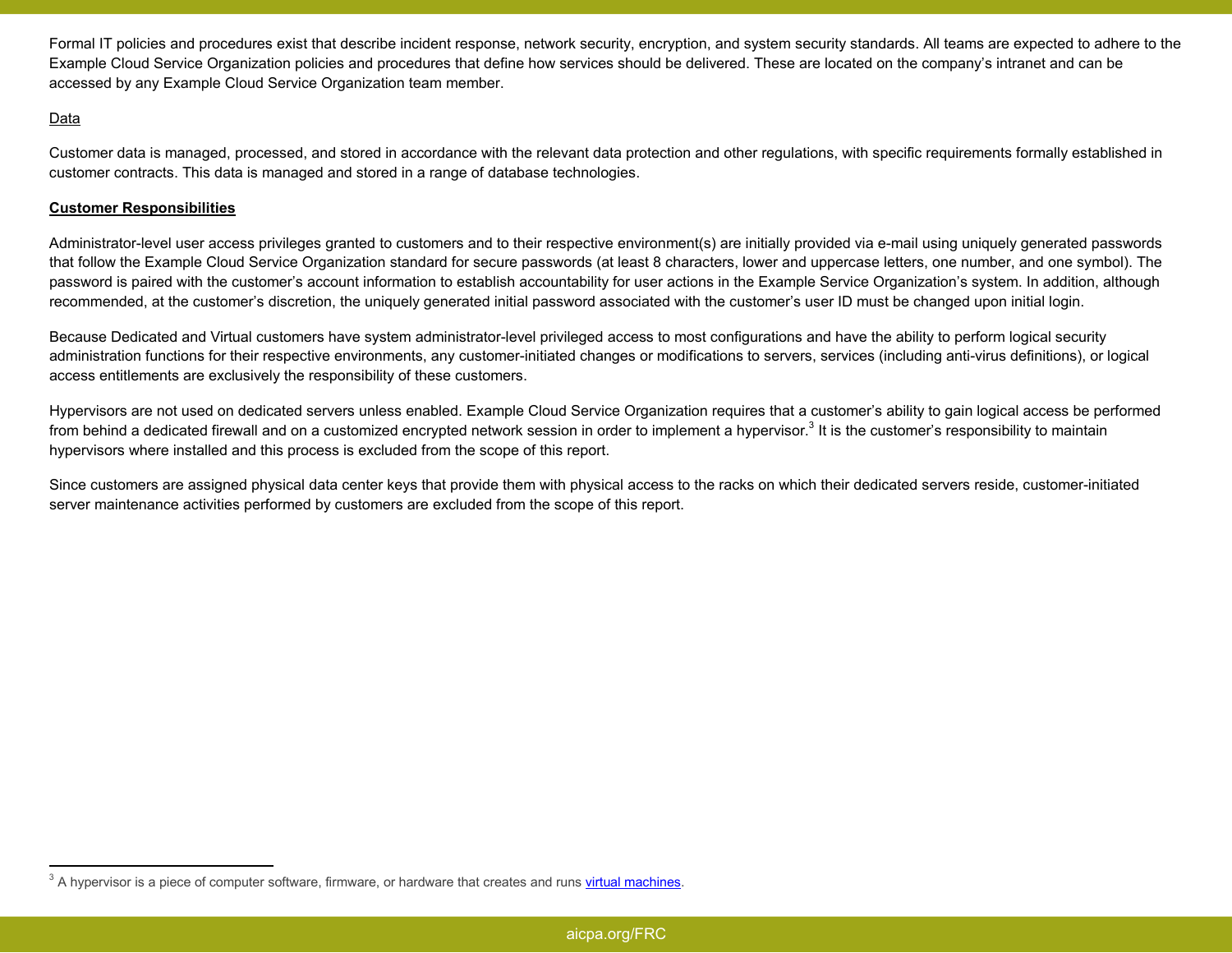Formal IT policies and procedures exist that describe incident response, network security, encryption, and system security standards. All teams are expected to adhere to the Example Cloud Service Organization policies and procedures that define how services should be delivered. These are located on the company's intranet and can be accessed by any Example Cloud Service Organization team member.

<u>Data</u>

Customer data is managed, processed, and stored in accordance with the relevant data protection and other regulations, with specific requirements formally established in customer contracts. This data is managed and stored in a range of database technologies.

**<u>Customer Responsibilities</u>**

Administrator-level user access privileges granted to customers and to their respective environment(s) are initially provided via e-mail using uniquely generated passwords that follow the Example Cloud Service Organization standard for secure passwords (at least 8 characters, lower and uppercase letters, one number, and one symbol). The password is paired with the customer's account information to establish accountability for user actions in the Example Service Organization's system. In addition, although recommended, at the customer's discretion, the uniquely generated initial password associated with the customer's user ID must be changed upon initial login.

Because Dedicated and Virtual customers have system administrator-level privileged access to most configurations and have the ability to perform logical security administration functions for their respective environments, any customer-initiated changes or modifications to servers, services (including anti-virus definitions), or logical access entitlements are exclusively the responsibility of these customers.

Hypervisors are not used on dedicated servers unless enabled. Example Cloud Service Organization requires that a customer's ability to gain logical access be performed from behind a dedicated firewall and on a customized encrypted network session in order to implement a hypervisor.[3] It is the customer's responsibility to maintain hypervisors where installed and this process is excluded from the scope of this report.

Since customers are assigned physical data center keys that provide them with physical access to the racks on which their dedicated servers reside, customer-initiated server maintenance activities performed by customers are excluded from the scope of this report.

---

[3] A hypervisor is a piece of computer software, firmware, or hardware that creates and runs virtual machines.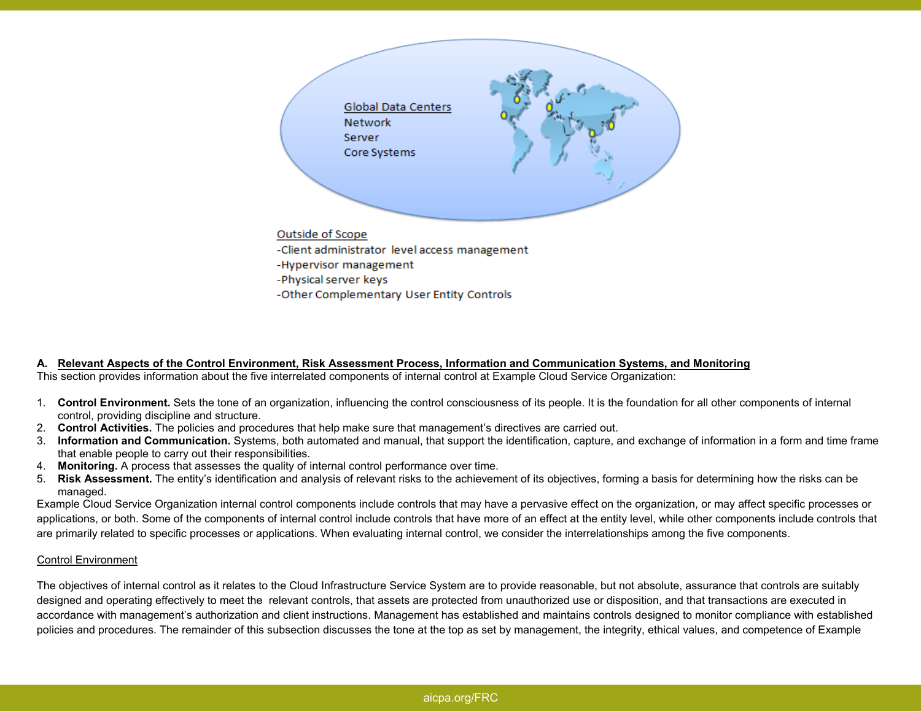Global Data Centers
Network
Server
Core Systems

Outside of Scope
-Client administrator level access management
-Hypervisor management
-Physical server keys
-Other Complementary User Entity Controls

## A. Relevant Aspects of the Control Environment, Risk Assessment Process, Information and Communication Systems, and Monitoring

This section provides information about the five interrelated components of internal control at Example Cloud Service Organization:

1. **Control Environment.** Sets the tone of an organization, influencing the control consciousness of its people. It is the foundation for all other components of internal control, providing discipline and structure.
2. **Control Activities.** The policies and procedures that help make sure that management's directives are carried out.
3. **Information and Communication.** Systems, both automated and manual, that support the identification, capture, and exchange of information in a form and time frame that enable people to carry out their responsibilities.
4. **Monitoring.** A process that assesses the quality of internal control performance over time.
5. **Risk Assessment.** The entity's identification and analysis of relevant risks to the achievement of its objectives, forming a basis for determining how the risks can be managed.

Example Cloud Service Organization internal control components include controls that may have a pervasive effect on the organization, or may affect specific processes or applications, or both. Some of the components of internal control include controls that have more of an effect at the entity level, while other components include controls that are primarily related to specific processes or applications. When evaluating internal control, we consider the interrelationships among the five components.

### Control Environment

The objectives of internal control as it relates to the Cloud Infrastructure Service System are to provide reasonable, but not absolute, assurance that controls are suitably designed and operating effectively to meet the relevant controls, that assets are protected from unauthorized use or disposition, and that transactions are executed in accordance with management's authorization and client instructions. Management has established and maintains controls designed to monitor compliance with established policies and procedures. The remainder of this subsection discusses the tone at the top as set by management, the integrity, ethical values, and competence of Example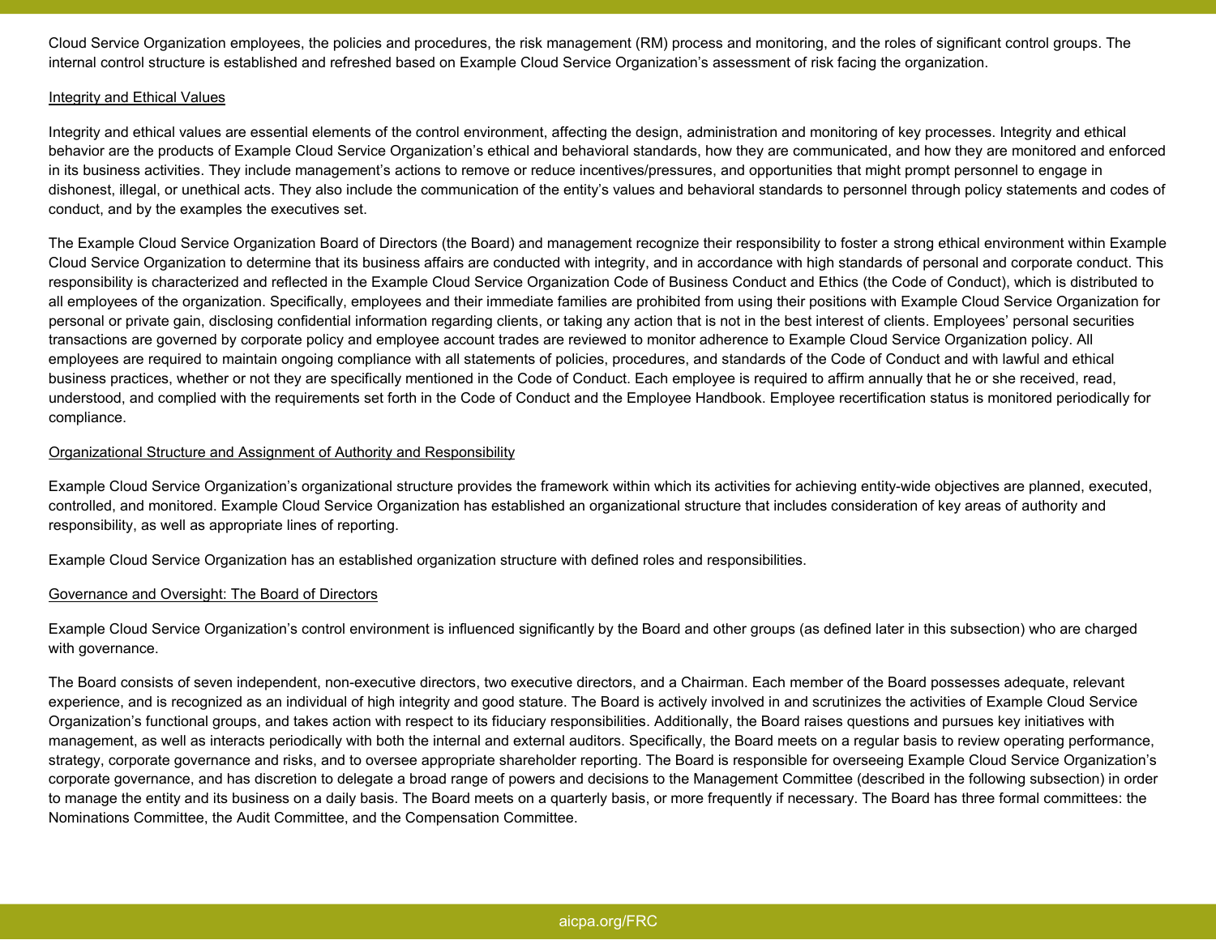Cloud Service Organization employees, the policies and procedures, the risk management (RM) process and monitoring, and the roles of significant control groups. The internal control structure is established and refreshed based on Example Cloud Service Organization's assessment of risk facing the organization.

Integrity and Ethical Values

Integrity and ethical values are essential elements of the control environment, affecting the design, administration and monitoring of key processes. Integrity and ethical behavior are the products of Example Cloud Service Organization's ethical and behavioral standards, how they are communicated, and how they are monitored and enforced in its business activities. They include management's actions to remove or reduce incentives/pressures, and opportunities that might prompt personnel to engage in dishonest, illegal, or unethical acts. They also include the communication of the entity's values and behavioral standards to personnel through policy statements and codes of conduct, and by the examples the executives set.

The Example Cloud Service Organization Board of Directors (the Board) and management recognize their responsibility to foster a strong ethical environment within Example Cloud Service Organization to determine that its business affairs are conducted with integrity, and in accordance with high standards of personal and corporate conduct. This responsibility is characterized and reflected in the Example Cloud Service Organization Code of Business Conduct and Ethics (the Code of Conduct), which is distributed to all employees of the organization. Specifically, employees and their immediate families are prohibited from using their positions with Example Cloud Service Organization for personal or private gain, disclosing confidential information regarding clients, or taking any action that is not in the best interest of clients. Employees' personal securities transactions are governed by corporate policy and employee account trades are reviewed to monitor adherence to Example Cloud Service Organization policy. All employees are required to maintain ongoing compliance with all statements of policies, procedures, and standards of the Code of Conduct and with lawful and ethical business practices, whether or not they are specifically mentioned in the Code of Conduct. Each employee is required to affirm annually that he or she received, read, understood, and complied with the requirements set forth in the Code of Conduct and the Employee Handbook. Employee recertification status is monitored periodically for compliance.

Organizational Structure and Assignment of Authority and Responsibility

Example Cloud Service Organization's organizational structure provides the framework within which its activities for achieving entity-wide objectives are planned, executed, controlled, and monitored. Example Cloud Service Organization has established an organizational structure that includes consideration of key areas of authority and responsibility, as well as appropriate lines of reporting.

Example Cloud Service Organization has an established organization structure with defined roles and responsibilities.

Governance and Oversight: The Board of Directors

Example Cloud Service Organization's control environment is influenced significantly by the Board and other groups (as defined later in this subsection) who are charged with governance.

The Board consists of seven independent, non-executive directors, two executive directors, and a Chairman. Each member of the Board possesses adequate, relevant experience, and is recognized as an individual of high integrity and good stature. The Board is actively involved in and scrutinizes the activities of Example Cloud Service Organization's functional groups, and takes action with respect to its fiduciary responsibilities. Additionally, the Board raises questions and pursues key initiatives with management, as well as interacts periodically with both the internal and external auditors. Specifically, the Board meets on a regular basis to review operating performance, strategy, corporate governance and risks, and to oversee appropriate shareholder reporting. The Board is responsible for overseeing Example Cloud Service Organization's corporate governance, and has discretion to delegate a broad range of powers and decisions to the Management Committee (described in the following subsection) in order to manage the entity and its business on a daily basis. The Board meets on a quarterly basis, or more frequently if necessary. The Board has three formal committees: the Nominations Committee, the Audit Committee, and the Compensation Committee.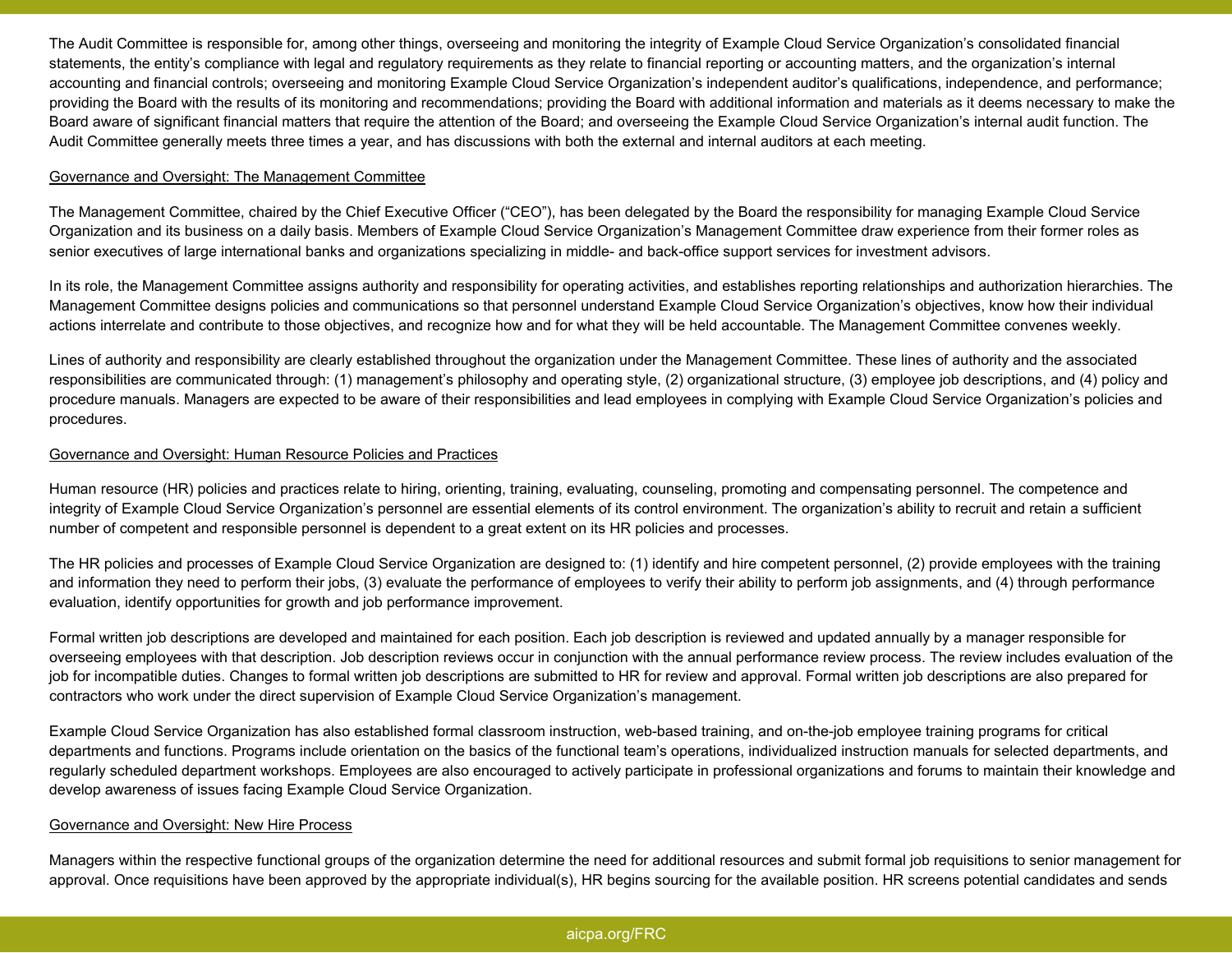The Audit Committee is responsible for, among other things, overseeing and monitoring the integrity of Example Cloud Service Organization's consolidated financial statements, the entity's compliance with legal and regulatory requirements as they relate to financial reporting or accounting matters, and the organization's internal accounting and financial controls; overseeing and monitoring Example Cloud Service Organization's independent auditor's qualifications, independence, and performance; providing the Board with the results of its monitoring and recommendations; providing the Board with additional information and materials as it deems necessary to make the Board aware of significant financial matters that require the attention of the Board; and overseeing the Example Cloud Service Organization's internal audit function. The Audit Committee generally meets three times a year, and has discussions with both the external and internal auditors at each meeting.

<u>Governance and Oversight: The Management Committee</u>

The Management Committee, chaired by the Chief Executive Officer ("CEO"), has been delegated by the Board the responsibility for managing Example Cloud Service Organization and its business on a daily basis. Members of Example Cloud Service Organization's Management Committee draw experience from their former roles as senior executives of large international banks and organizations specializing in middle- and back-office support services for investment advisors.

In its role, the Management Committee assigns authority and responsibility for operating activities, and establishes reporting relationships and authorization hierarchies. The Management Committee designs policies and communications so that personnel understand Example Cloud Service Organization's objectives, know how their individual actions interrelate and contribute to those objectives, and recognize how and for what they will be held accountable. The Management Committee convenes weekly.

Lines of authority and responsibility are clearly established throughout the organization under the Management Committee. These lines of authority and the associated responsibilities are communicated through: (1) management's philosophy and operating style, (2) organizational structure, (3) employee job descriptions, and (4) policy and procedure manuals. Managers are expected to be aware of their responsibilities and lead employees in complying with Example Cloud Service Organization's policies and procedures.

<u>Governance and Oversight: Human Resource Policies and Practices</u>

Human resource (HR) policies and practices relate to hiring, orienting, training, evaluating, counseling, promoting and compensating personnel. The competence and integrity of Example Cloud Service Organization's personnel are essential elements of its control environment. The organization's ability to recruit and retain a sufficient number of competent and responsible personnel is dependent to a great extent on its HR policies and processes.

The HR policies and processes of Example Cloud Service Organization are designed to: (1) identify and hire competent personnel, (2) provide employees with the training and information they need to perform their jobs, (3) evaluate the performance of employees to verify their ability to perform job assignments, and (4) through performance evaluation, identify opportunities for growth and job performance improvement.

Formal written job descriptions are developed and maintained for each position. Each job description is reviewed and updated annually by a manager responsible for overseeing employees with that description. Job description reviews occur in conjunction with the annual performance review process. The review includes evaluation of the job for incompatible duties. Changes to formal written job descriptions are submitted to HR for review and approval. Formal written job descriptions are also prepared for contractors who work under the direct supervision of Example Cloud Service Organization's management.

Example Cloud Service Organization has also established formal classroom instruction, web-based training, and on-the-job employee training programs for critical departments and functions. Programs include orientation on the basics of the functional team's operations, individualized instruction manuals for selected departments, and regularly scheduled department workshops. Employees are also encouraged to actively participate in professional organizations and forums to maintain their knowledge and develop awareness of issues facing Example Cloud Service Organization.

<u>Governance and Oversight: New Hire Process</u>

Managers within the respective functional groups of the organization determine the need for additional resources and submit formal job requisitions to senior management for approval. Once requisitions have been approved by the appropriate individual(s), HR begins sourcing for the available position. HR screens potential candidates and sends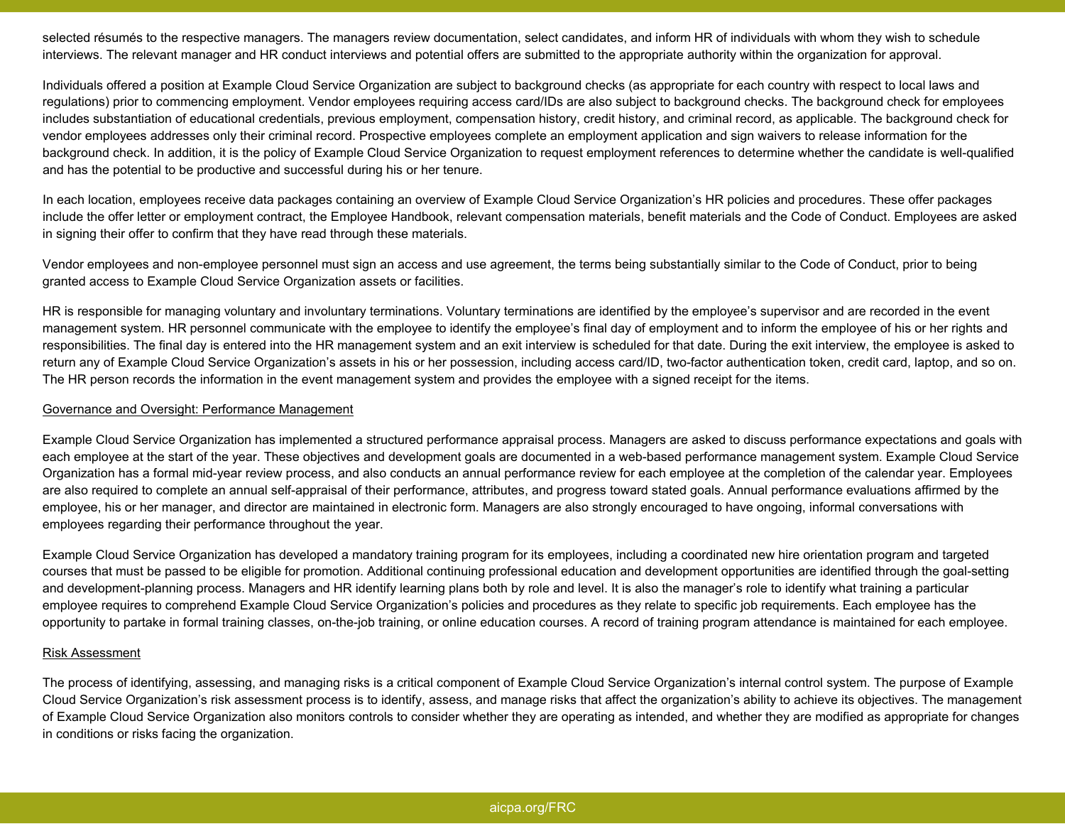selected résumés to the respective managers. The managers review documentation, select candidates, and inform HR of individuals with whom they wish to schedule interviews. The relevant manager and HR conduct interviews and potential offers are submitted to the appropriate authority within the organization for approval.

Individuals offered a position at Example Cloud Service Organization are subject to background checks (as appropriate for each country with respect to local laws and regulations) prior to commencing employment. Vendor employees requiring access card/IDs are also subject to background checks. The background check for employees includes substantiation of educational credentials, previous employment, compensation history, credit history, and criminal record, as applicable. The background check for vendor employees addresses only their criminal record. Prospective employees complete an employment application and sign waivers to release information for the background check. In addition, it is the policy of Example Cloud Service Organization to request employment references to determine whether the candidate is well-qualified and has the potential to be productive and successful during his or her tenure.

In each location, employees receive data packages containing an overview of Example Cloud Service Organization's HR policies and procedures. These offer packages include the offer letter or employment contract, the Employee Handbook, relevant compensation materials, benefit materials and the Code of Conduct. Employees are asked in signing their offer to confirm that they have read through these materials.

Vendor employees and non-employee personnel must sign an access and use agreement, the terms being substantially similar to the Code of Conduct, prior to being granted access to Example Cloud Service Organization assets or facilities.

HR is responsible for managing voluntary and involuntary terminations. Voluntary terminations are identified by the employee's supervisor and are recorded in the event management system. HR personnel communicate with the employee to identify the employee's final day of employment and to inform the employee of his or her rights and responsibilities. The final day is entered into the HR management system and an exit interview is scheduled for that date. During the exit interview, the employee is asked to return any of Example Cloud Service Organization's assets in his or her possession, including access card/ID, two-factor authentication token, credit card, laptop, and so on. The HR person records the information in the event management system and provides the employee with a signed receipt for the items.

Governance and Oversight: Performance Management

Example Cloud Service Organization has implemented a structured performance appraisal process. Managers are asked to discuss performance expectations and goals with each employee at the start of the year. These objectives and development goals are documented in a web-based performance management system. Example Cloud Service Organization has a formal mid-year review process, and also conducts an annual performance review for each employee at the completion of the calendar year. Employees are also required to complete an annual self-appraisal of their performance, attributes, and progress toward stated goals. Annual performance evaluations affirmed by the employee, his or her manager, and director are maintained in electronic form. Managers are also strongly encouraged to have ongoing, informal conversations with employees regarding their performance throughout the year.

Example Cloud Service Organization has developed a mandatory training program for its employees, including a coordinated new hire orientation program and targeted courses that must be passed to be eligible for promotion. Additional continuing professional education and development opportunities are identified through the goal-setting and development-planning process. Managers and HR identify learning plans both by role and level. It is also the manager's role to identify what training a particular employee requires to comprehend Example Cloud Service Organization's policies and procedures as they relate to specific job requirements. Each employee has the opportunity to partake in formal training classes, on-the-job training, or online education courses. A record of training program attendance is maintained for each employee.

Risk Assessment

The process of identifying, assessing, and managing risks is a critical component of Example Cloud Service Organization's internal control system. The purpose of Example Cloud Service Organization's risk assessment process is to identify, assess, and manage risks that affect the organization's ability to achieve its objectives. The management of Example Cloud Service Organization also monitors controls to consider whether they are operating as intended, and whether they are modified as appropriate for changes in conditions or risks facing the organization.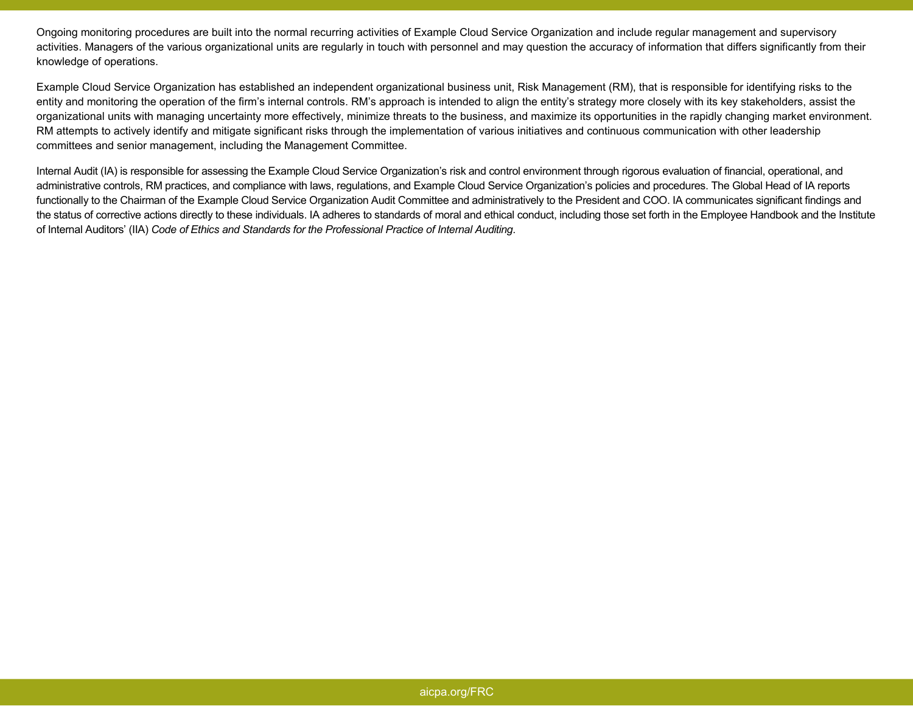Ongoing monitoring procedures are built into the normal recurring activities of Example Cloud Service Organization and include regular management and supervisory activities. Managers of the various organizational units are regularly in touch with personnel and may question the accuracy of information that differs significantly from their knowledge of operations.

Example Cloud Service Organization has established an independent organizational business unit, Risk Management (RM), that is responsible for identifying risks to the entity and monitoring the operation of the firm's internal controls. RM's approach is intended to align the entity's strategy more closely with its key stakeholders, assist the organizational units with managing uncertainty more effectively, minimize threats to the business, and maximize its opportunities in the rapidly changing market environment. RM attempts to actively identify and mitigate significant risks through the implementation of various initiatives and continuous communication with other leadership committees and senior management, including the Management Committee.

Internal Audit (IA) is responsible for assessing the Example Cloud Service Organization's risk and control environment through rigorous evaluation of financial, operational, and administrative controls, RM practices, and compliance with laws, regulations, and Example Cloud Service Organization's policies and procedures. The Global Head of IA reports functionally to the Chairman of the Example Cloud Service Organization Audit Committee and administratively to the President and COO. IA communicates significant findings and the status of corrective actions directly to these individuals. IA adheres to standards of moral and ethical conduct, including those set forth in the Employee Handbook and the Institute of Internal Auditors' (IIA) *Code of Ethics and Standards for the Professional Practice of Internal Auditing*.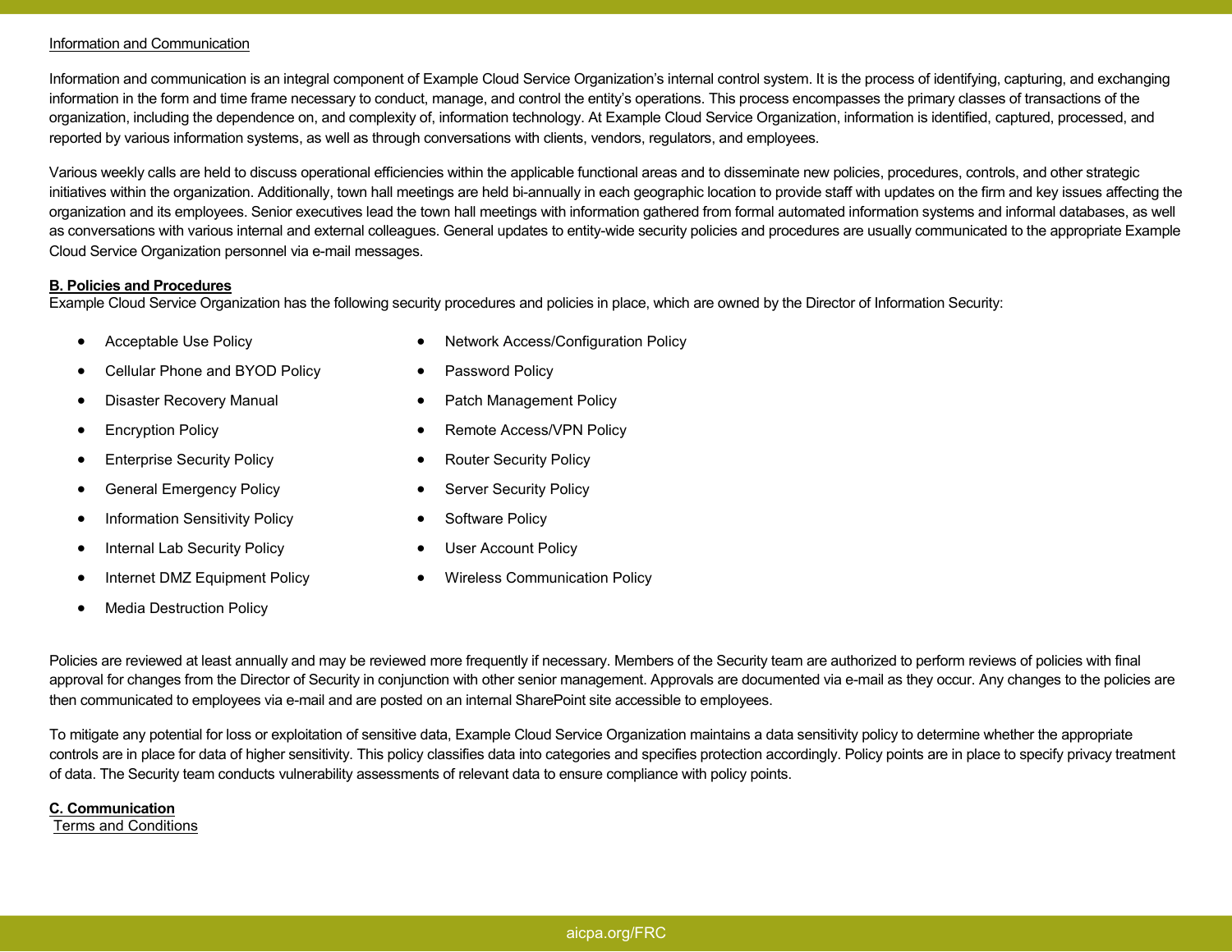Information and Communication

Information and communication is an integral component of Example Cloud Service Organization's internal control system. It is the process of identifying, capturing, and exchanging information in the form and time frame necessary to conduct, manage, and control the entity's operations. This process encompasses the primary classes of transactions of the organization, including the dependence on, and complexity of, information technology. At Example Cloud Service Organization, information is identified, captured, processed, and reported by various information systems, as well as through conversations with clients, vendors, regulators, and employees.

Various weekly calls are held to discuss operational efficiencies within the applicable functional areas and to disseminate new policies, procedures, controls, and other strategic initiatives within the organization. Additionally, town hall meetings are held bi-annually in each geographic location to provide staff with updates on the firm and key issues affecting the organization and its employees. Senior executives lead the town hall meetings with information gathered from formal automated information systems and informal databases, as well as conversations with various internal and external colleagues. General updates to entity-wide security policies and procedures are usually communicated to the appropriate Example Cloud Service Organization personnel via e-mail messages.

**B. Policies and Procedures**

Example Cloud Service Organization has the following security procedures and policies in place, which are owned by the Director of Information Security:

- Acceptable Use Policy
- Cellular Phone and BYOD Policy
- Disaster Recovery Manual
- Encryption Policy
- Enterprise Security Policy
- General Emergency Policy
- Information Sensitivity Policy
- Internal Lab Security Policy
- Internet DMZ Equipment Policy
- Media Destruction Policy
- Network Access/Configuration Policy
- Password Policy
- Patch Management Policy
- Remote Access/VPN Policy
- Router Security Policy
- Server Security Policy
- Software Policy
- User Account Policy
- Wireless Communication Policy

Policies are reviewed at least annually and may be reviewed more frequently if necessary. Members of the Security team are authorized to perform reviews of policies with final approval for changes from the Director of Security in conjunction with other senior management. Approvals are documented via e-mail as they occur. Any changes to the policies are then communicated to employees via e-mail and are posted on an internal SharePoint site accessible to employees.

To mitigate any potential for loss or exploitation of sensitive data, Example Cloud Service Organization maintains a data sensitivity policy to determine whether the appropriate controls are in place for data of higher sensitivity. This policy classifies data into categories and specifies protection accordingly. Policy points are in place to specify privacy treatment of data. The Security team conducts vulnerability assessments of relevant data to ensure compliance with policy points.

**C. Communication**

Terms and Conditions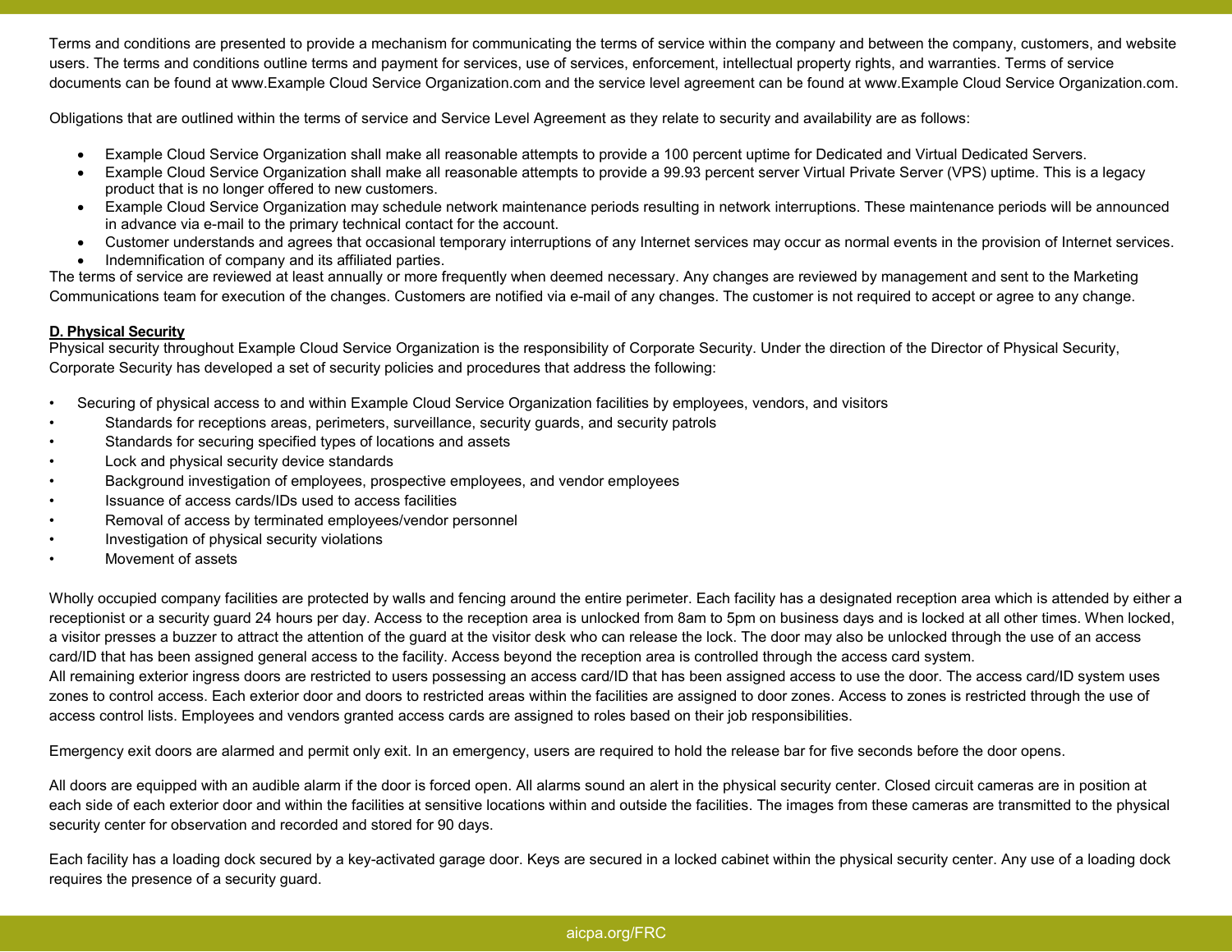Terms and conditions are presented to provide a mechanism for communicating the terms of service within the company and between the company, customers, and website users. The terms and conditions outline terms and payment for services, use of services, enforcement, intellectual property rights, and warranties. Terms of service documents can be found at www.Example Cloud Service Organization.com and the service level agreement can be found at www.Example Cloud Service Organization.com.

Obligations that are outlined within the terms of service and Service Level Agreement as they relate to security and availability are as follows:

- Example Cloud Service Organization shall make all reasonable attempts to provide a 100 percent uptime for Dedicated and Virtual Dedicated Servers.
- Example Cloud Service Organization shall make all reasonable attempts to provide a 99.93 percent server Virtual Private Server (VPS) uptime. This is a legacy product that is no longer offered to new customers.
- Example Cloud Service Organization may schedule network maintenance periods resulting in network interruptions. These maintenance periods will be announced in advance via e-mail to the primary technical contact for the account.
- Customer understands and agrees that occasional temporary interruptions of any Internet services may occur as normal events in the provision of Internet services.
- Indemnification of company and its affiliated parties.

The terms of service are reviewed at least annually or more frequently when deemed necessary. Any changes are reviewed by management and sent to the Marketing Communications team for execution of the changes. Customers are notified via e-mail of any changes. The customer is not required to accept or agree to any change.

**D. Physical Security**

Physical security throughout Example Cloud Service Organization is the responsibility of Corporate Security. Under the direction of the Director of Physical Security, Corporate Security has developed a set of security policies and procedures that address the following:

- Securing of physical access to and within Example Cloud Service Organization facilities by employees, vendors, and visitors
- Standards for receptions areas, perimeters, surveillance, security guards, and security patrols
- Standards for securing specified types of locations and assets
- Lock and physical security device standards
- Background investigation of employees, prospective employees, and vendor employees
- Issuance of access cards/IDs used to access facilities
- Removal of access by terminated employees/vendor personnel
- Investigation of physical security violations
- Movement of assets

Wholly occupied company facilities are protected by walls and fencing around the entire perimeter. Each facility has a designated reception area which is attended by either a receptionist or a security guard 24 hours per day. Access to the reception area is unlocked from 8am to 5pm on business days and is locked at all other times. When locked, a visitor presses a buzzer to attract the attention of the guard at the visitor desk who can release the lock. The door may also be unlocked through the use of an access card/ID that has been assigned general access to the facility. Access beyond the reception area is controlled through the access card system.

All remaining exterior ingress doors are restricted to users possessing an access card/ID that has been assigned access to use the door. The access card/ID system uses zones to control access. Each exterior door and doors to restricted areas within the facilities are assigned to door zones. Access to zones is restricted through the use of access control lists. Employees and vendors granted access cards are assigned to roles based on their job responsibilities.

Emergency exit doors are alarmed and permit only exit. In an emergency, users are required to hold the release bar for five seconds before the door opens.

All doors are equipped with an audible alarm if the door is forced open. All alarms sound an alert in the physical security center. Closed circuit cameras are in position at each side of each exterior door and within the facilities at sensitive locations within and outside the facilities. The images from these cameras are transmitted to the physical security center for observation and recorded and stored for 90 days.

Each facility has a loading dock secured by a key-activated garage door. Keys are secured in a locked cabinet within the physical security center. Any use of a loading dock requires the presence of a security guard.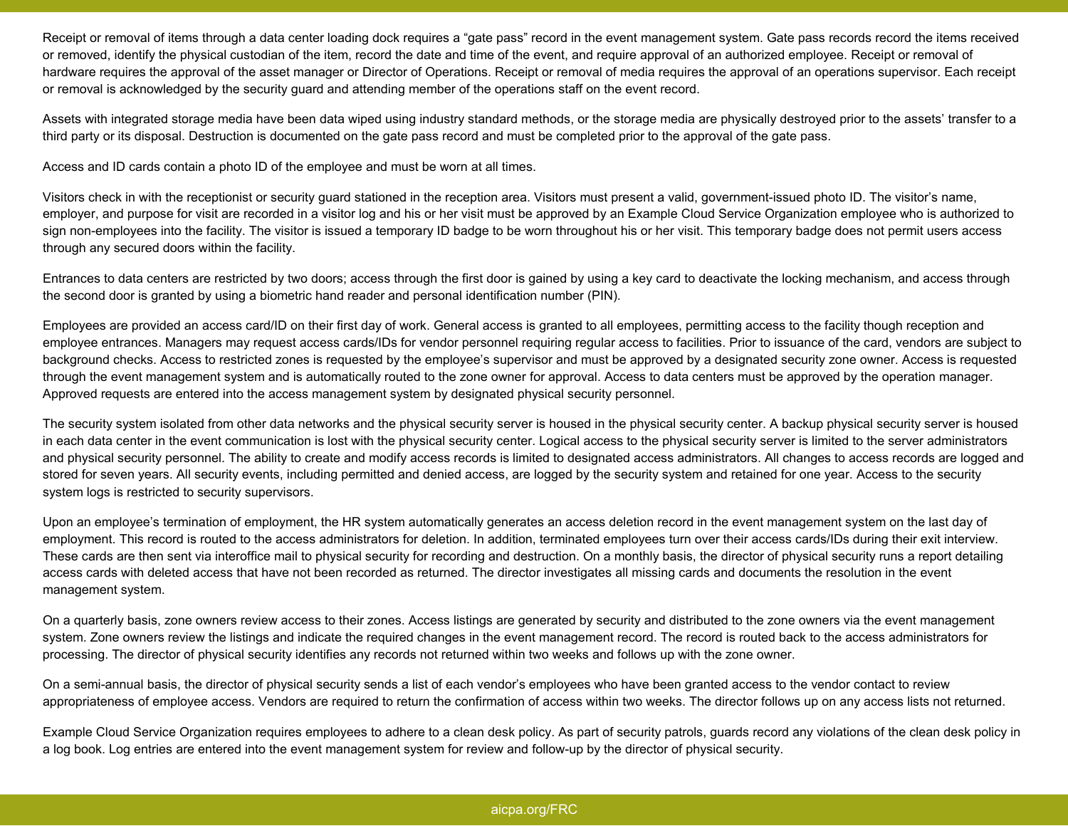Receipt or removal of items through a data center loading dock requires a "gate pass" record in the event management system. Gate pass records record the items received or removed, identify the physical custodian of the item, record the date and time of the event, and require approval of an authorized employee. Receipt or removal of hardware requires the approval of the asset manager or Director of Operations. Receipt or removal of media requires the approval of an operations supervisor. Each receipt or removal is acknowledged by the security guard and attending member of the operations staff on the event record.

Assets with integrated storage media have been data wiped using industry standard methods, or the storage media are physically destroyed prior to the assets' transfer to a third party or its disposal. Destruction is documented on the gate pass record and must be completed prior to the approval of the gate pass.

Access and ID cards contain a photo ID of the employee and must be worn at all times.

Visitors check in with the receptionist or security guard stationed in the reception area. Visitors must present a valid, government-issued photo ID. The visitor's name, employer, and purpose for visit are recorded in a visitor log and his or her visit must be approved by an Example Cloud Service Organization employee who is authorized to sign non-employees into the facility. The visitor is issued a temporary ID badge to be worn throughout his or her visit. This temporary badge does not permit users access through any secured doors within the facility.

Entrances to data centers are restricted by two doors; access through the first door is gained by using a key card to deactivate the locking mechanism, and access through the second door is granted by using a biometric hand reader and personal identification number (PIN).

Employees are provided an access card/ID on their first day of work. General access is granted to all employees, permitting access to the facility though reception and employee entrances. Managers may request access cards/IDs for vendor personnel requiring regular access to facilities. Prior to issuance of the card, vendors are subject to background checks. Access to restricted zones is requested by the employee's supervisor and must be approved by a designated security zone owner. Access is requested through the event management system and is automatically routed to the zone owner for approval. Access to data centers must be approved by the operation manager. Approved requests are entered into the access management system by designated physical security personnel.

The security system isolated from other data networks and the physical security server is housed in the physical security center. A backup physical security server is housed in each data center in the event communication is lost with the physical security center. Logical access to the physical security server is limited to the server administrators and physical security personnel. The ability to create and modify access records is limited to designated access administrators. All changes to access records are logged and stored for seven years. All security events, including permitted and denied access, are logged by the security system and retained for one year. Access to the security system logs is restricted to security supervisors.

Upon an employee's termination of employment, the HR system automatically generates an access deletion record in the event management system on the last day of employment. This record is routed to the access administrators for deletion. In addition, terminated employees turn over their access cards/IDs during their exit interview. These cards are then sent via interoffice mail to physical security for recording and destruction. On a monthly basis, the director of physical security runs a report detailing access cards with deleted access that have not been recorded as returned. The director investigates all missing cards and documents the resolution in the event management system.

On a quarterly basis, zone owners review access to their zones. Access listings are generated by security and distributed to the zone owners via the event management system. Zone owners review the listings and indicate the required changes in the event management record. The record is routed back to the access administrators for processing. The director of physical security identifies any records not returned within two weeks and follows up with the zone owner.

On a semi-annual basis, the director of physical security sends a list of each vendor's employees who have been granted access to the vendor contact to review appropriateness of employee access. Vendors are required to return the confirmation of access within two weeks. The director follows up on any access lists not returned.

Example Cloud Service Organization requires employees to adhere to a clean desk policy. As part of security patrols, guards record any violations of the clean desk policy in a log book. Log entries are entered into the event management system for review and follow-up by the director of physical security.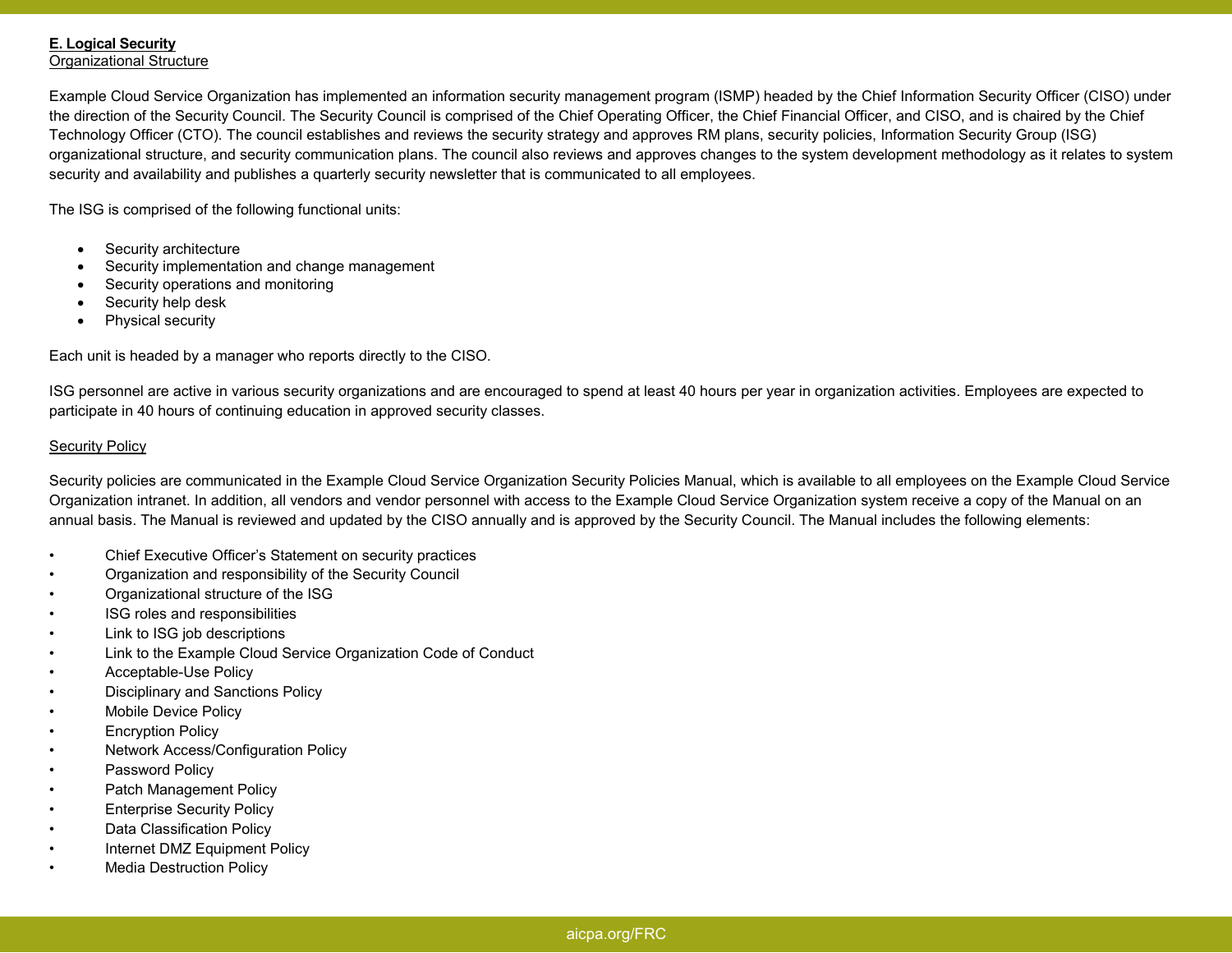**E. Logical Security**

Organizational Structure

Example Cloud Service Organization has implemented an information security management program (ISMP) headed by the Chief Information Security Officer (CISO) under the direction of the Security Council. The Security Council is comprised of the Chief Operating Officer, the Chief Financial Officer, and CISO, and is chaired by the Chief Technology Officer (CTO). The council establishes and reviews the security strategy and approves RM plans, security policies, Information Security Group (ISG) organizational structure, and security communication plans. The council also reviews and approves changes to the system development methodology as it relates to system security and availability and publishes a quarterly security newsletter that is communicated to all employees.

The ISG is comprised of the following functional units:

- Security architecture
- Security implementation and change management
- Security operations and monitoring
- Security help desk
- Physical security

Each unit is headed by a manager who reports directly to the CISO.

ISG personnel are active in various security organizations and are encouraged to spend at least 40 hours per year in organization activities. Employees are expected to participate in 40 hours of continuing education in approved security classes.

Security Policy

Security policies are communicated in the Example Cloud Service Organization Security Policies Manual, which is available to all employees on the Example Cloud Service Organization intranet. In addition, all vendors and vendor personnel with access to the Example Cloud Service Organization system receive a copy of the Manual on an annual basis. The Manual is reviewed and updated by the CISO annually and is approved by the Security Council. The Manual includes the following elements:

- Chief Executive Officer's Statement on security practices
- Organization and responsibility of the Security Council
- Organizational structure of the ISG
- ISG roles and responsibilities
- Link to ISG job descriptions
- Link to the Example Cloud Service Organization Code of Conduct
- Acceptable-Use Policy
- Disciplinary and Sanctions Policy
- Mobile Device Policy
- Encryption Policy
- Network Access/Configuration Policy
- Password Policy
- Patch Management Policy
- Enterprise Security Policy
- Data Classification Policy
- Internet DMZ Equipment Policy
- Media Destruction Policy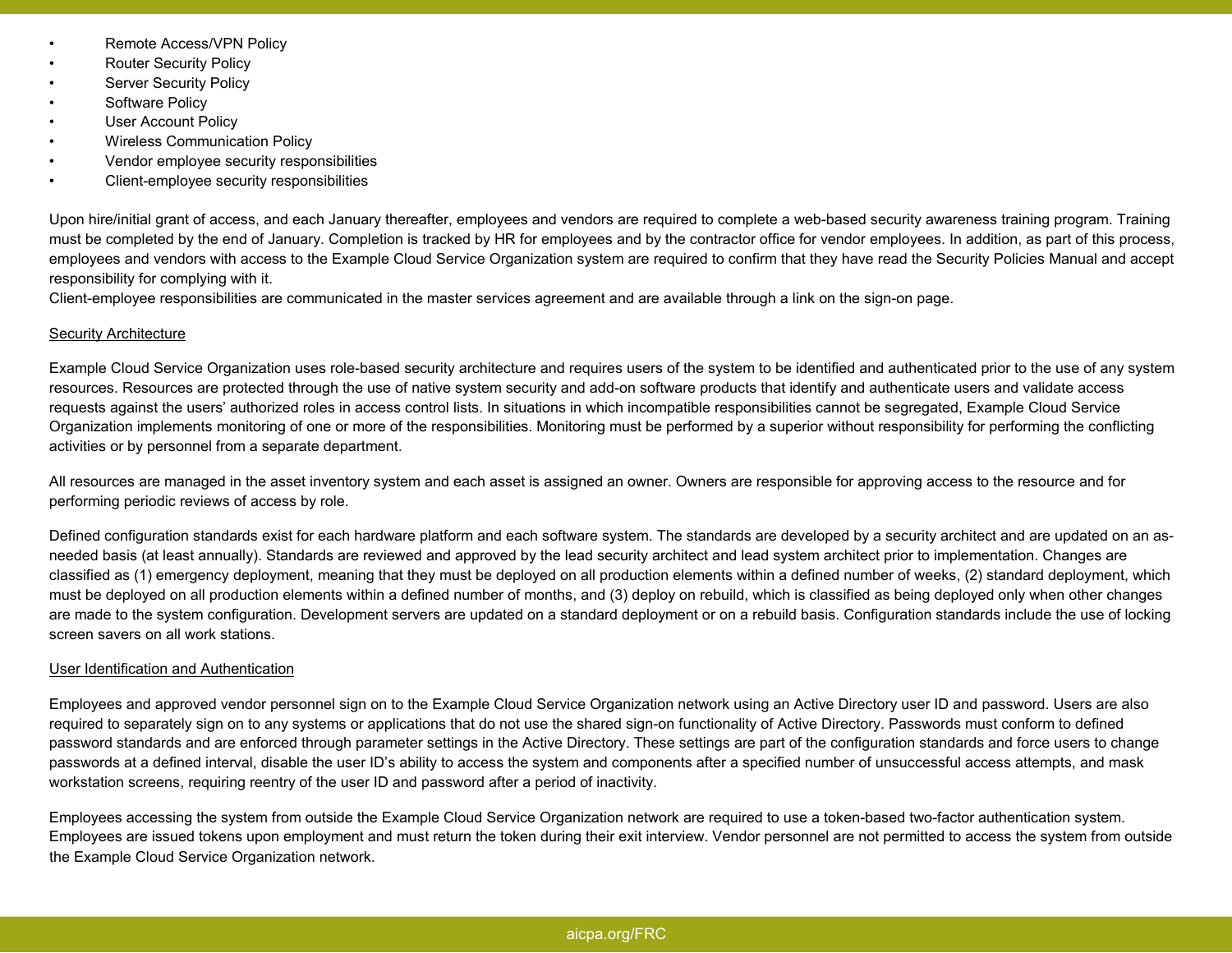- Remote Access/VPN Policy
- Router Security Policy
- Server Security Policy
- Software Policy
- User Account Policy
- Wireless Communication Policy
- Vendor employee security responsibilities
- Client-employee security responsibilities

Upon hire/initial grant of access, and each January thereafter, employees and vendors are required to complete a web-based security awareness training program. Training must be completed by the end of January. Completion is tracked by HR for employees and by the contractor office for vendor employees. In addition, as part of this process, employees and vendors with access to the Example Cloud Service Organization system are required to confirm that they have read the Security Policies Manual and accept responsibility for complying with it.

Client-employee responsibilities are communicated in the master services agreement and are available through a link on the sign-on page.

<u>Security Architecture</u>

Example Cloud Service Organization uses role-based security architecture and requires users of the system to be identified and authenticated prior to the use of any system resources. Resources are protected through the use of native system security and add-on software products that identify and authenticate users and validate access requests against the users' authorized roles in access control lists. In situations in which incompatible responsibilities cannot be segregated, Example Cloud Service Organization implements monitoring of one or more of the responsibilities. Monitoring must be performed by a superior without responsibility for performing the conflicting activities or by personnel from a separate department.

All resources are managed in the asset inventory system and each asset is assigned an owner. Owners are responsible for approving access to the resource and for performing periodic reviews of access by role.

Defined configuration standards exist for each hardware platform and each software system. The standards are developed by a security architect and are updated on an as-needed basis (at least annually). Standards are reviewed and approved by the lead security architect and lead system architect prior to implementation. Changes are classified as (1) emergency deployment, meaning that they must be deployed on all production elements within a defined number of weeks, (2) standard deployment, which must be deployed on all production elements within a defined number of months, and (3) deploy on rebuild, which is classified as being deployed only when other changes are made to the system configuration. Development servers are updated on a standard deployment or on a rebuild basis. Configuration standards include the use of locking screen savers on all work stations.

<u>User Identification and Authentication</u>

Employees and approved vendor personnel sign on to the Example Cloud Service Organization network using an Active Directory user ID and password. Users are also required to separately sign on to any systems or applications that do not use the shared sign-on functionality of Active Directory. Passwords must conform to defined password standards and are enforced through parameter settings in the Active Directory. These settings are part of the configuration standards and force users to change passwords at a defined interval, disable the user ID's ability to access the system and components after a specified number of unsuccessful access attempts, and mask workstation screens, requiring reentry of the user ID and password after a period of inactivity.

Employees accessing the system from outside the Example Cloud Service Organization network are required to use a token-based two-factor authentication system. Employees are issued tokens upon employment and must return the token during their exit interview. Vendor personnel are not permitted to access the system from outside the Example Cloud Service Organization network.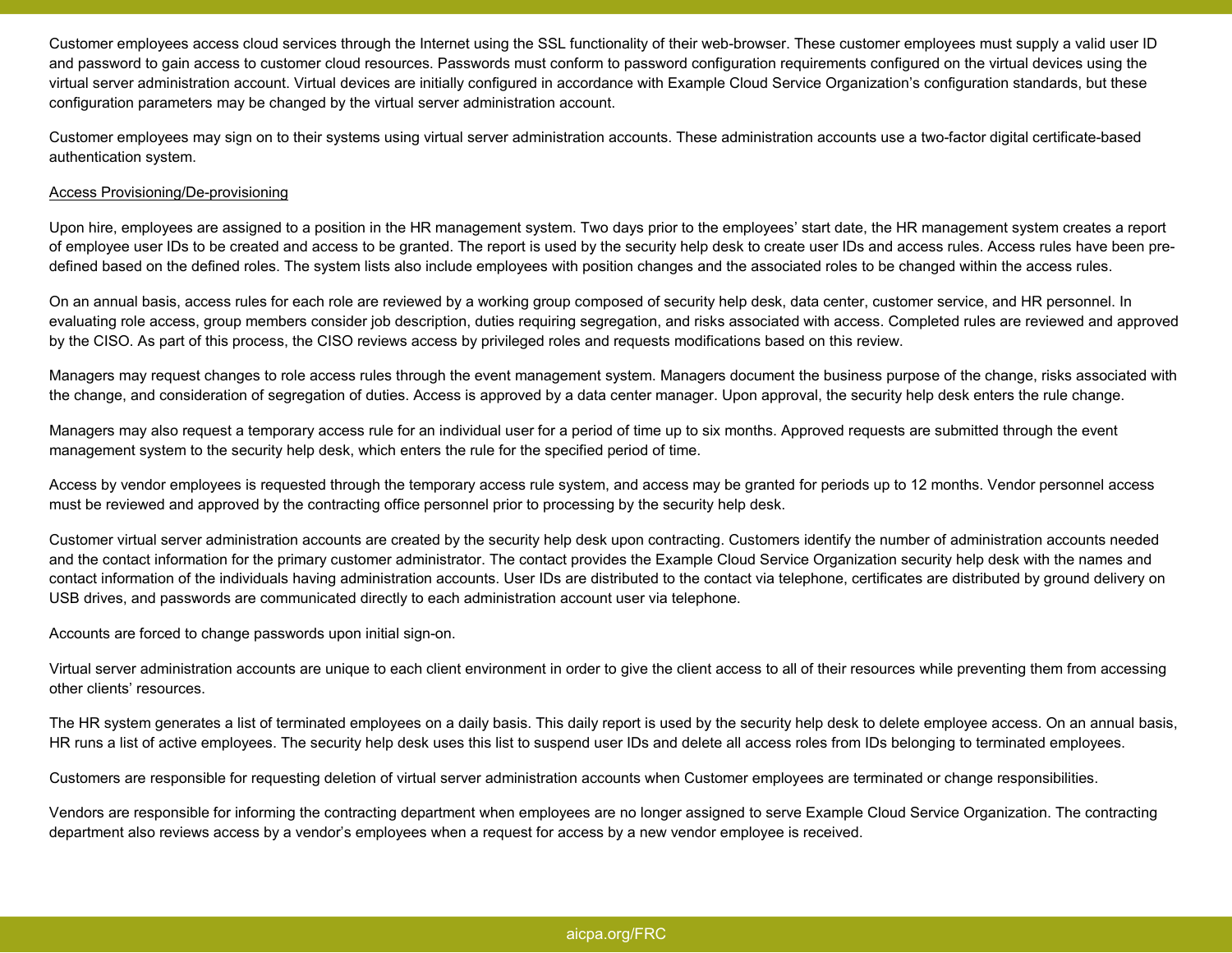Customer employees access cloud services through the Internet using the SSL functionality of their web-browser. These customer employees must supply a valid user ID and password to gain access to customer cloud resources. Passwords must conform to password configuration requirements configured on the virtual devices using the virtual server administration account. Virtual devices are initially configured in accordance with Example Cloud Service Organization's configuration standards, but these configuration parameters may be changed by the virtual server administration account.

Customer employees may sign on to their systems using virtual server administration accounts. These administration accounts use a two-factor digital certificate-based authentication system.

<u>Access Provisioning/De-provisioning</u>

Upon hire, employees are assigned to a position in the HR management system. Two days prior to the employees' start date, the HR management system creates a report of employee user IDs to be created and access to be granted. The report is used by the security help desk to create user IDs and access rules. Access rules have been pre-defined based on the defined roles. The system lists also include employees with position changes and the associated roles to be changed within the access rules.

On an annual basis, access rules for each role are reviewed by a working group composed of security help desk, data center, customer service, and HR personnel. In evaluating role access, group members consider job description, duties requiring segregation, and risks associated with access. Completed rules are reviewed and approved by the CISO. As part of this process, the CISO reviews access by privileged roles and requests modifications based on this review.

Managers may request changes to role access rules through the event management system. Managers document the business purpose of the change, risks associated with the change, and consideration of segregation of duties. Access is approved by a data center manager. Upon approval, the security help desk enters the rule change.

Managers may also request a temporary access rule for an individual user for a period of time up to six months. Approved requests are submitted through the event management system to the security help desk, which enters the rule for the specified period of time.

Access by vendor employees is requested through the temporary access rule system, and access may be granted for periods up to 12 months. Vendor personnel access must be reviewed and approved by the contracting office personnel prior to processing by the security help desk.

Customer virtual server administration accounts are created by the security help desk upon contracting. Customers identify the number of administration accounts needed and the contact information for the primary customer administrator. The contact provides the Example Cloud Service Organization security help desk with the names and contact information of the individuals having administration accounts. User IDs are distributed to the contact via telephone, certificates are distributed by ground delivery on USB drives, and passwords are communicated directly to each administration account user via telephone.

Accounts are forced to change passwords upon initial sign-on.

Virtual server administration accounts are unique to each client environment in order to give the client access to all of their resources while preventing them from accessing other clients' resources.

The HR system generates a list of terminated employees on a daily basis. This daily report is used by the security help desk to delete employee access. On an annual basis, HR runs a list of active employees. The security help desk uses this list to suspend user IDs and delete all access roles from IDs belonging to terminated employees.

Customers are responsible for requesting deletion of virtual server administration accounts when Customer employees are terminated or change responsibilities.

Vendors are responsible for informing the contracting department when employees are no longer assigned to serve Example Cloud Service Organization. The contracting department also reviews access by a vendor's employees when a request for access by a new vendor employee is received.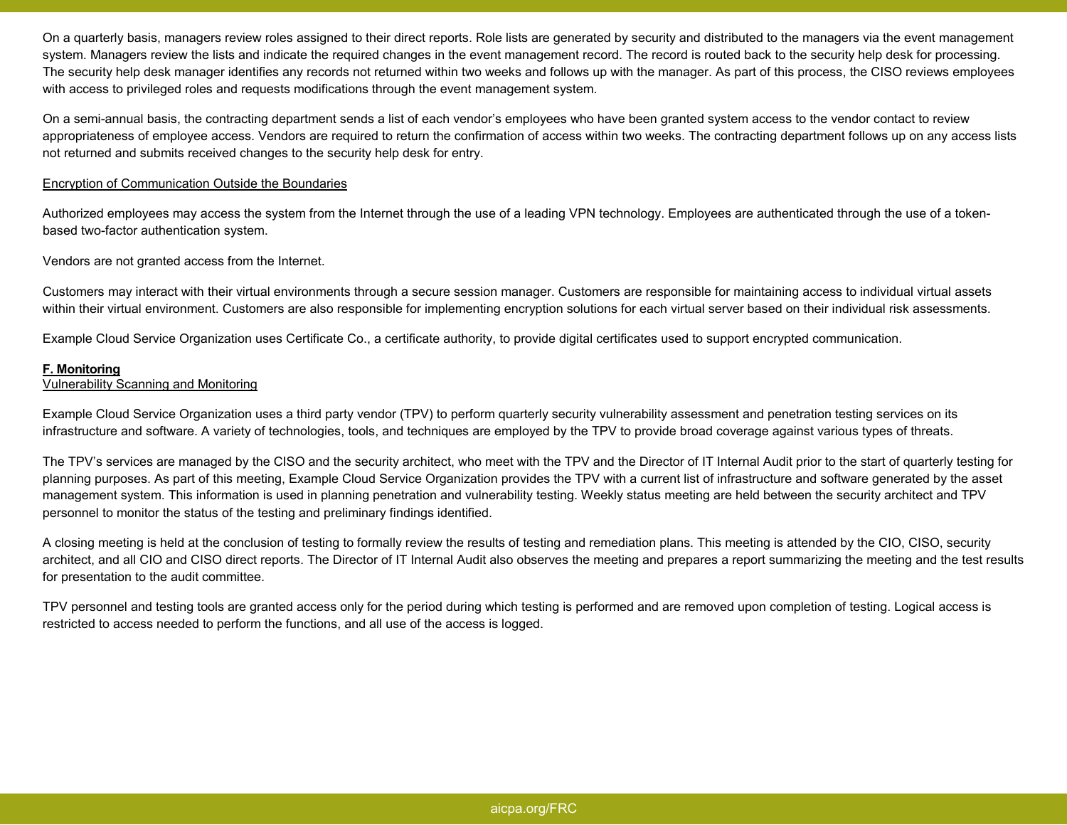On a quarterly basis, managers review roles assigned to their direct reports. Role lists are generated by security and distributed to the managers via the event management system. Managers review the lists and indicate the required changes in the event management record. The record is routed back to the security help desk for processing. The security help desk manager identifies any records not returned within two weeks and follows up with the manager. As part of this process, the CISO reviews employees with access to privileged roles and requests modifications through the event management system.

On a semi-annual basis, the contracting department sends a list of each vendor's employees who have been granted system access to the vendor contact to review appropriateness of employee access. Vendors are required to return the confirmation of access within two weeks. The contracting department follows up on any access lists not returned and submits received changes to the security help desk for entry.

<u>Encryption of Communication Outside the Boundaries</u>

Authorized employees may access the system from the Internet through the use of a leading VPN technology. Employees are authenticated through the use of a token-based two-factor authentication system.

Vendors are not granted access from the Internet.

Customers may interact with their virtual environments through a secure session manager. Customers are responsible for maintaining access to individual virtual assets within their virtual environment. Customers are also responsible for implementing encryption solutions for each virtual server based on their individual risk assessments.

Example Cloud Service Organization uses Certificate Co., a certificate authority, to provide digital certificates used to support encrypted communication.

**<u>F. Monitoring</u>**
<u>Vulnerability Scanning and Monitoring</u>

Example Cloud Service Organization uses a third party vendor (TPV) to perform quarterly security vulnerability assessment and penetration testing services on its infrastructure and software. A variety of technologies, tools, and techniques are employed by the TPV to provide broad coverage against various types of threats.

The TPV's services are managed by the CISO and the security architect, who meet with the TPV and the Director of IT Internal Audit prior to the start of quarterly testing for planning purposes. As part of this meeting, Example Cloud Service Organization provides the TPV with a current list of infrastructure and software generated by the asset management system. This information is used in planning penetration and vulnerability testing. Weekly status meeting are held between the security architect and TPV personnel to monitor the status of the testing and preliminary findings identified.

A closing meeting is held at the conclusion of testing to formally review the results of testing and remediation plans. This meeting is attended by the CIO, CISO, security architect, and all CIO and CISO direct reports. The Director of IT Internal Audit also observes the meeting and prepares a report summarizing the meeting and the test results for presentation to the audit committee.

TPV personnel and testing tools are granted access only for the period during which testing is performed and are removed upon completion of testing. Logical access is restricted to access needed to perform the functions, and all use of the access is logged.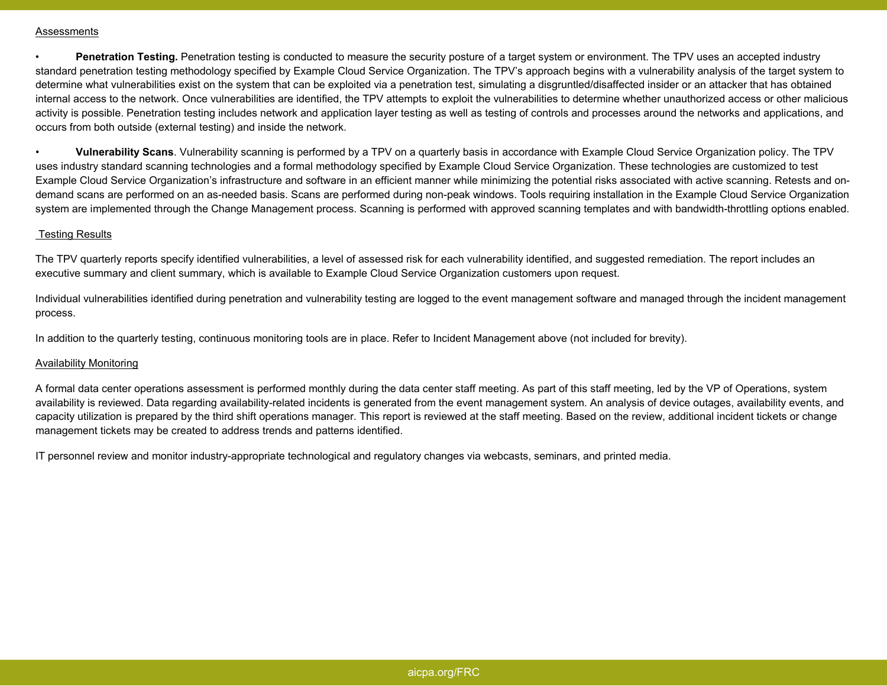Assessments

- **Penetration Testing.** Penetration testing is conducted to measure the security posture of a target system or environment. The TPV uses an accepted industry standard penetration testing methodology specified by Example Cloud Service Organization. The TPV's approach begins with a vulnerability analysis of the target system to determine what vulnerabilities exist on the system that can be exploited via a penetration test, simulating a disgruntled/disaffected insider or an attacker that has obtained internal access to the network. Once vulnerabilities are identified, the TPV attempts to exploit the vulnerabilities to determine whether unauthorized access or other malicious activity is possible. Penetration testing includes network and application layer testing as well as testing of controls and processes around the networks and applications, and occurs from both outside (external testing) and inside the network.

- **Vulnerability Scans**. Vulnerability scanning is performed by a TPV on a quarterly basis in accordance with Example Cloud Service Organization policy. The TPV uses industry standard scanning technologies and a formal methodology specified by Example Cloud Service Organization. These technologies are customized to test Example Cloud Service Organization's infrastructure and software in an efficient manner while minimizing the potential risks associated with active scanning. Retests and on-demand scans are performed on an as-needed basis. Scans are performed during non-peak windows. Tools requiring installation in the Example Cloud Service Organization system are implemented through the Change Management process. Scanning is performed with approved scanning templates and with bandwidth-throttling options enabled.

Testing Results

The TPV quarterly reports specify identified vulnerabilities, a level of assessed risk for each vulnerability identified, and suggested remediation. The report includes an executive summary and client summary, which is available to Example Cloud Service Organization customers upon request.

Individual vulnerabilities identified during penetration and vulnerability testing are logged to the event management software and managed through the incident management process.

In addition to the quarterly testing, continuous monitoring tools are in place. Refer to Incident Management above (not included for brevity).

Availability Monitoring

A formal data center operations assessment is performed monthly during the data center staff meeting. As part of this staff meeting, led by the VP of Operations, system availability is reviewed. Data regarding availability-related incidents is generated from the event management system. An analysis of device outages, availability events, and capacity utilization is prepared by the third shift operations manager. This report is reviewed at the staff meeting. Based on the review, additional incident tickets or change management tickets may be created to address trends and patterns identified.

IT personnel review and monitor industry-appropriate technological and regulatory changes via webcasts, seminars, and printed media.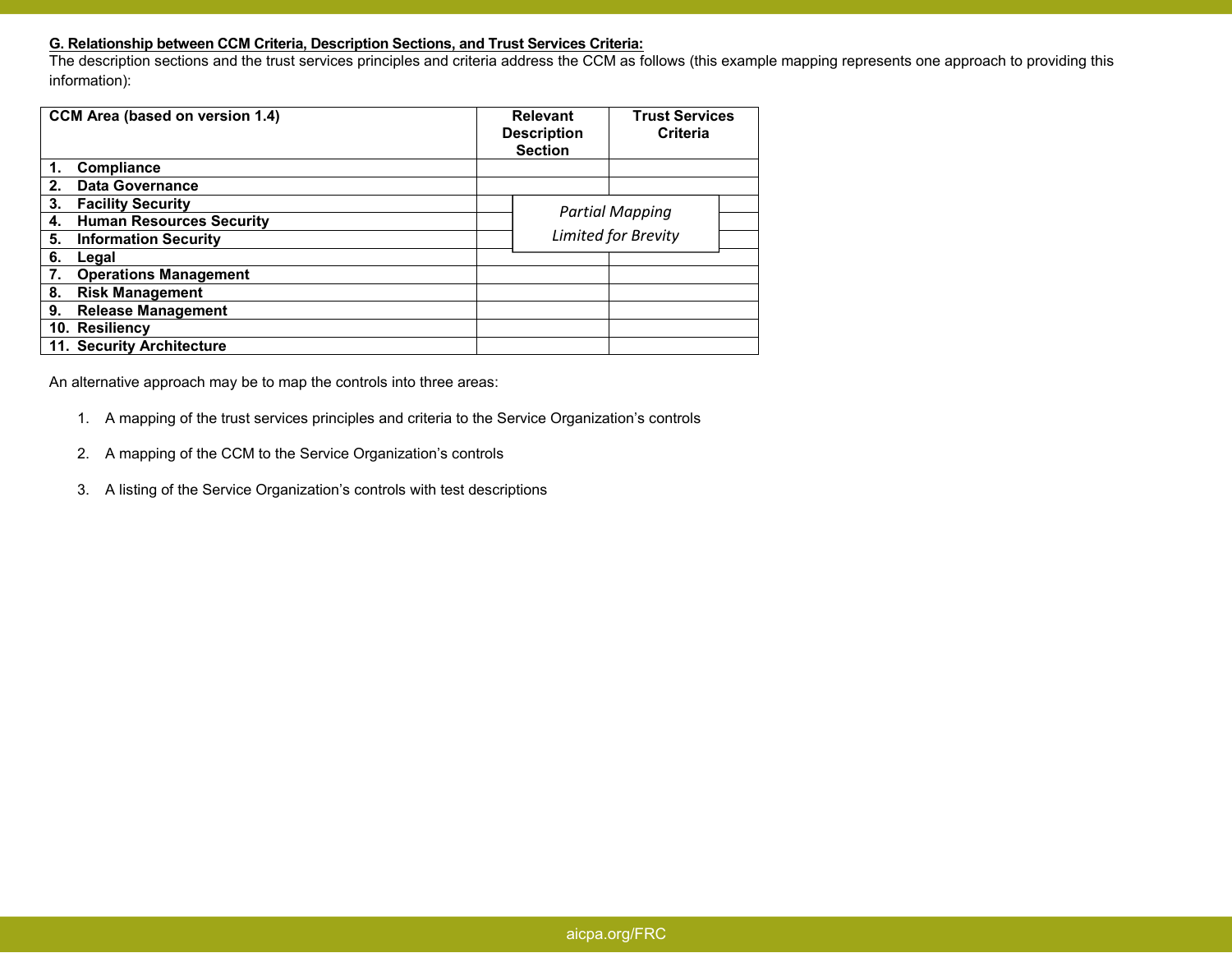**G. Relationship between CCM Criteria, Description Sections, and Trust Services Criteria:**

The description sections and the trust services principles and criteria address the CCM as follows (this example mapping represents one approach to providing this information):

| CCM Area (based on version 1.4) | Relevant Description Section | Trust Services Criteria |
|---|---|---|
| **1. Compliance** | | |
| **2. Data Governance** | | |
| **3. Facility Security** | *Partial Mapping Limited for Brevity* | |
| **4. Human Resources Security** | | |
| **5. Information Security** | | |
| **6. Legal** | | |
| **7. Operations Management** | | |
| **8. Risk Management** | | |
| **9. Release Management** | | |
| **10. Resiliency** | | |
| **11. Security Architecture** | | |

An alternative approach may be to map the controls into three areas:

1. A mapping of the trust services principles and criteria to the Service Organization's controls
2. A mapping of the CCM to the Service Organization's controls
3. A listing of the Service Organization's controls with test descriptions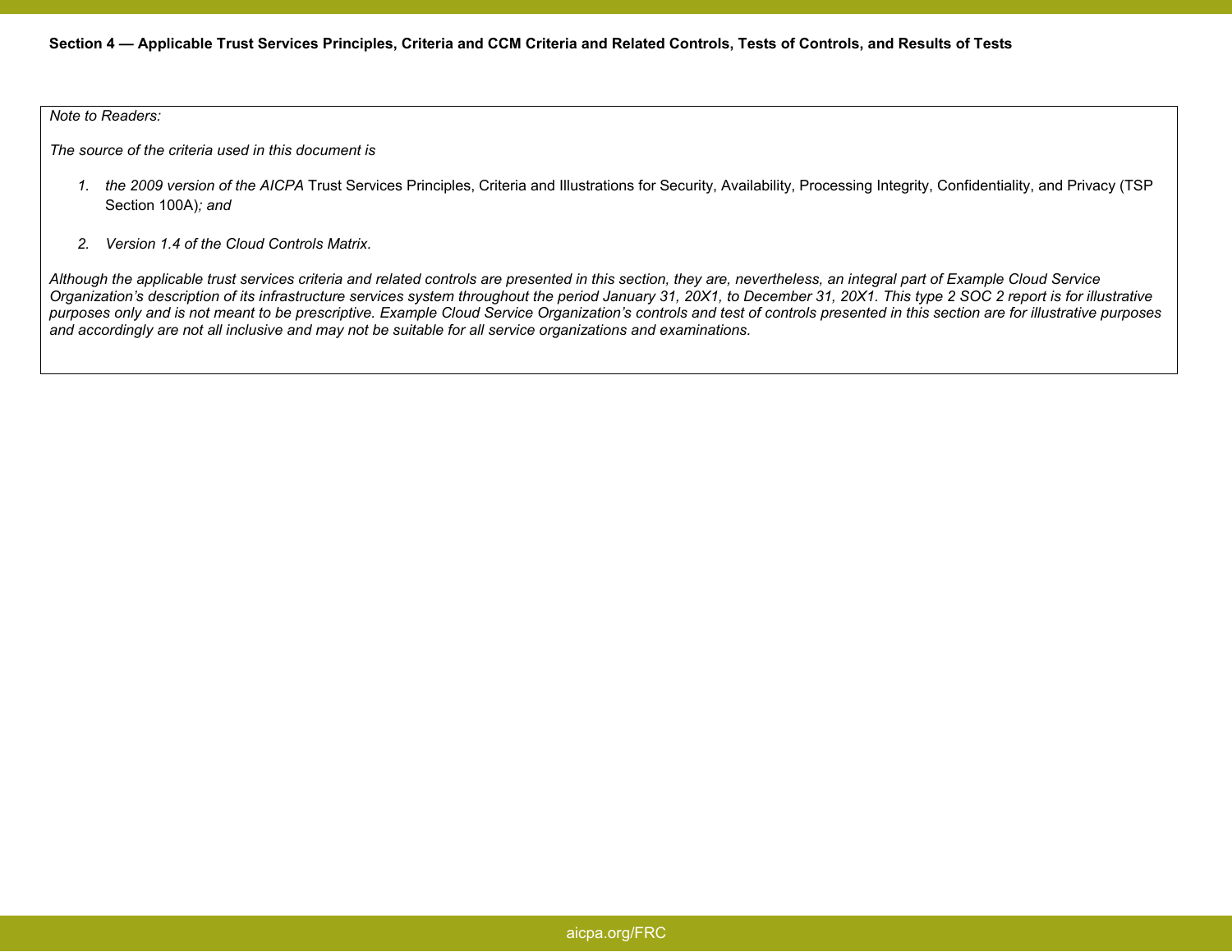**Section 4 — Applicable Trust Services Principles, Criteria and CCM Criteria and Related Controls, Tests of Controls, and Results of Tests**

*Note to Readers:*

*The source of the criteria used in this document is*

1. *the 2009 version of the AICPA* Trust Services Principles, Criteria and Illustrations for Security, Availability, Processing Integrity, Confidentiality, and Privacy (TSP Section 100A)*; and*

2. *Version 1.4 of the Cloud Controls Matrix.*

*Although the applicable trust services criteria and related controls are presented in this section, they are, nevertheless, an integral part of Example Cloud Service Organization's description of its infrastructure services system throughout the period January 31, 20X1, to December 31, 20X1. This type 2 SOC 2 report is for illustrative purposes only and is not meant to be prescriptive. Example Cloud Service Organization's controls and test of controls presented in this section are for illustrative purposes and accordingly are not all inclusive and may not be suitable for all service organizations and examinations.*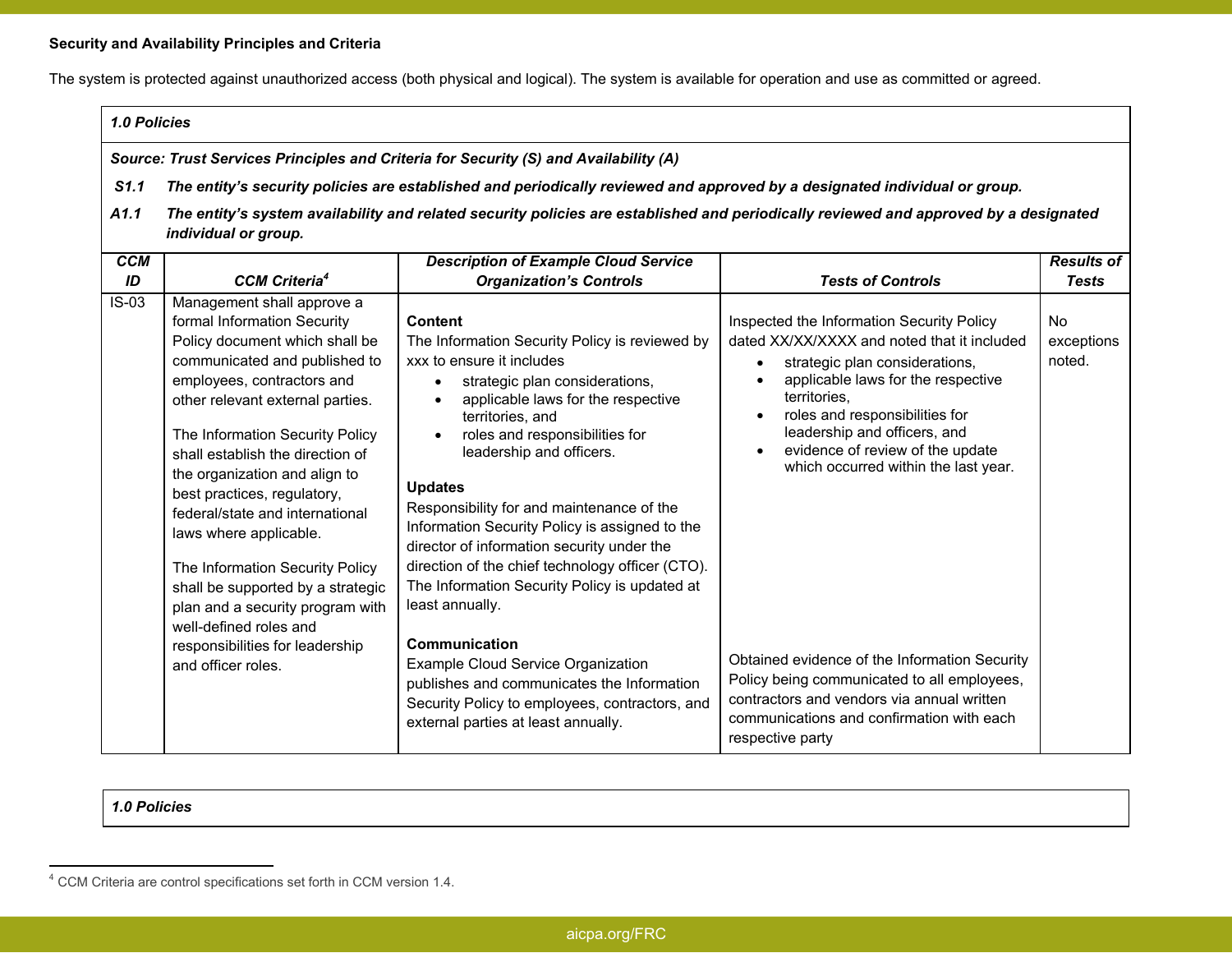**Security and Availability Principles and Criteria**

The system is protected against unauthorized access (both physical and logical). The system is available for operation and use as committed or agreed.

***1.0 Policies***

***Source: Trust Services Principles and Criteria for Security (S) and Availability (A)***

***S1.1 The entity's security policies are established and periodically reviewed and approved by a designated individual or group.***

***A1.1 The entity's system availability and related security policies are established and periodically reviewed and approved by a designated individual or group.***

| *CCM ID* | *CCM Criteria*[4] | *Description of Example Cloud Service Organization's Controls* | *Tests of Controls* | *Results of Tests* |
|---|---|---|---|---|
| IS-03 | Management shall approve a formal Information Security Policy document which shall be communicated and published to employees, contractors and other relevant external parties.<br><br>The Information Security Policy shall establish the direction of the organization and align to best practices, regulatory, federal/state and international laws where applicable.<br><br>The Information Security Policy shall be supported by a strategic plan and a security program with well-defined roles and responsibilities for leadership and officer roles. | **Content**<br>The Information Security Policy is reviewed by xxx to ensure it includes<br>• strategic plan considerations,<br>• applicable laws for the respective territories, and<br>• roles and responsibilities for leadership and officers.<br><br>**Updates**<br>Responsibility for and maintenance of the Information Security Policy is assigned to the director of information security under the direction of the chief technology officer (CTO). The Information Security Policy is updated at least annually.<br><br>**Communication**<br>Example Cloud Service Organization publishes and communicates the Information Security Policy to employees, contractors, and external parties at least annually. | Inspected the Information Security Policy dated XX/XX/XXXX and noted that it included<br>• strategic plan considerations,<br>• applicable laws for the respective territories,<br>• roles and responsibilities for leadership and officers, and<br>• evidence of review of the update which occurred within the last year.<br><br>Obtained evidence of the Information Security Policy being communicated to all employees, contractors and vendors via annual written communications and confirmation with each respective party | No exceptions noted. |

***1.0 Policies***

[4] CCM Criteria are control specifications set forth in CCM version 1.4.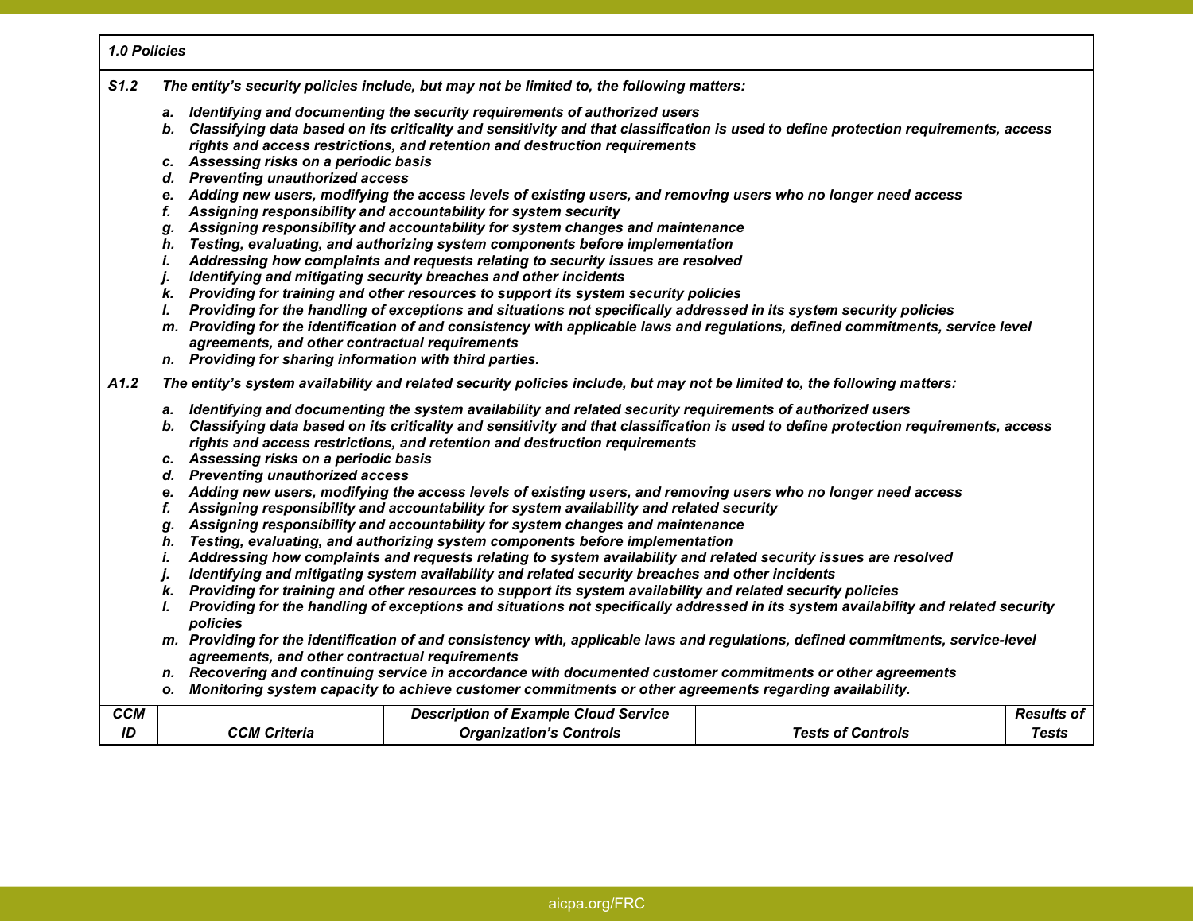***1.0 Policies***

***S1.2 The entity's security policies include, but may not be limited to, the following matters:***

- ***a. Identifying and documenting the security requirements of authorized users***
- ***b. Classifying data based on its criticality and sensitivity and that classification is used to define protection requirements, access rights and access restrictions, and retention and destruction requirements***
- ***c. Assessing risks on a periodic basis***
- ***d. Preventing unauthorized access***
- ***e. Adding new users, modifying the access levels of existing users, and removing users who no longer need access***
- ***f. Assigning responsibility and accountability for system security***
- ***g. Assigning responsibility and accountability for system changes and maintenance***
- ***h. Testing, evaluating, and authorizing system components before implementation***
- ***i. Addressing how complaints and requests relating to security issues are resolved***
- ***j. Identifying and mitigating security breaches and other incidents***
- ***k. Providing for training and other resources to support its system security policies***
- ***l. Providing for the handling of exceptions and situations not specifically addressed in its system security policies***
- ***m. Providing for the identification of and consistency with applicable laws and regulations, defined commitments, service level agreements, and other contractual requirements***
- ***n. Providing for sharing information with third parties.***

***A1.2 The entity's system availability and related security policies include, but may not be limited to, the following matters:***

- ***a. Identifying and documenting the system availability and related security requirements of authorized users***
- ***b. Classifying data based on its criticality and sensitivity and that classification is used to define protection requirements, access rights and access restrictions, and retention and destruction requirements***
- ***c. Assessing risks on a periodic basis***
- ***d. Preventing unauthorized access***
- ***e. Adding new users, modifying the access levels of existing users, and removing users who no longer need access***
- ***f. Assigning responsibility and accountability for system availability and related security***
- ***g. Assigning responsibility and accountability for system changes and maintenance***
- ***h. Testing, evaluating, and authorizing system components before implementation***
- ***i. Addressing how complaints and requests relating to system availability and related security issues are resolved***
- ***j. Identifying and mitigating system availability and related security breaches and other incidents***
- ***k. Providing for training and other resources to support its system availability and related security policies***
- ***l. Providing for the handling of exceptions and situations not specifically addressed in its system availability and related security policies***
- ***m. Providing for the identification of and consistency with, applicable laws and regulations, defined commitments, service-level agreements, and other contractual requirements***
- ***n. Recovering and continuing service in accordance with documented customer commitments or other agreements***
- ***o. Monitoring system capacity to achieve customer commitments or other agreements regarding availability.***

| ***CCM ID*** | ***CCM Criteria*** | ***Description of Example Cloud Service Organization's Controls*** | ***Tests of Controls*** | ***Results of Tests*** |
|---|---|---|---|---|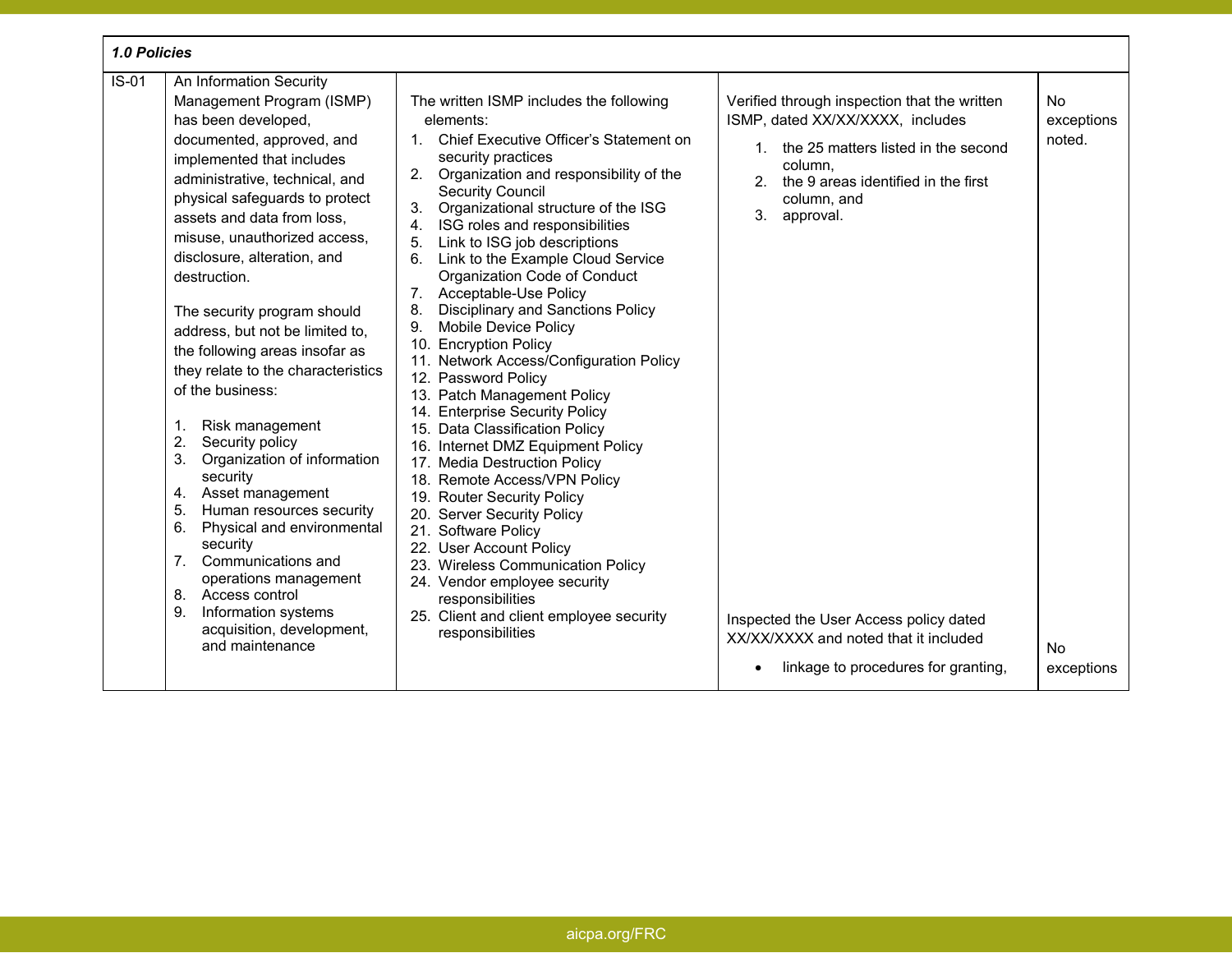| **1.0 Policies** | | | | |
|---|---|---|---|---|
| IS-01 | An Information Security Management Program (ISMP) has been developed, documented, approved, and implemented that includes administrative, technical, and physical safeguards to protect assets and data from loss, misuse, unauthorized access, disclosure, alteration, and destruction.<br><br>The security program should address, but not be limited to, the following areas insofar as they relate to the characteristics of the business:<br><br>1. Risk management<br>2. Security policy<br>3. Organization of information security<br>4. Asset management<br>5. Human resources security<br>6. Physical and environmental security<br>7. Communications and operations management<br>8. Access control<br>9. Information systems acquisition, development, and maintenance | The written ISMP includes the following elements:<br>1. Chief Executive Officer's Statement on security practices<br>2. Organization and responsibility of the Security Council<br>3. Organizational structure of the ISG<br>4. ISG roles and responsibilities<br>5. Link to ISG job descriptions<br>6. Link to the Example Cloud Service Organization Code of Conduct<br>7. Acceptable-Use Policy<br>8. Disciplinary and Sanctions Policy<br>9. Mobile Device Policy<br>10. Encryption Policy<br>11. Network Access/Configuration Policy<br>12. Password Policy<br>13. Patch Management Policy<br>14. Enterprise Security Policy<br>15. Data Classification Policy<br>16. Internet DMZ Equipment Policy<br>17. Media Destruction Policy<br>18. Remote Access/VPN Policy<br>19. Router Security Policy<br>20. Server Security Policy<br>21. Software Policy<br>22. User Account Policy<br>23. Wireless Communication Policy<br>24. Vendor employee security responsibilities<br>25. Client and client employee security responsibilities | Verified through inspection that the written ISMP, dated XX/XX/XXXX, includes<br>1. the 25 matters listed in the second column,<br>2. the 9 areas identified in the first column, and<br>3. approval.<br><br>Inspected the User Access policy dated XX/XX/XXXX and noted that it included<br>• linkage to procedures for granting, | No exceptions noted.<br><br>No exceptions |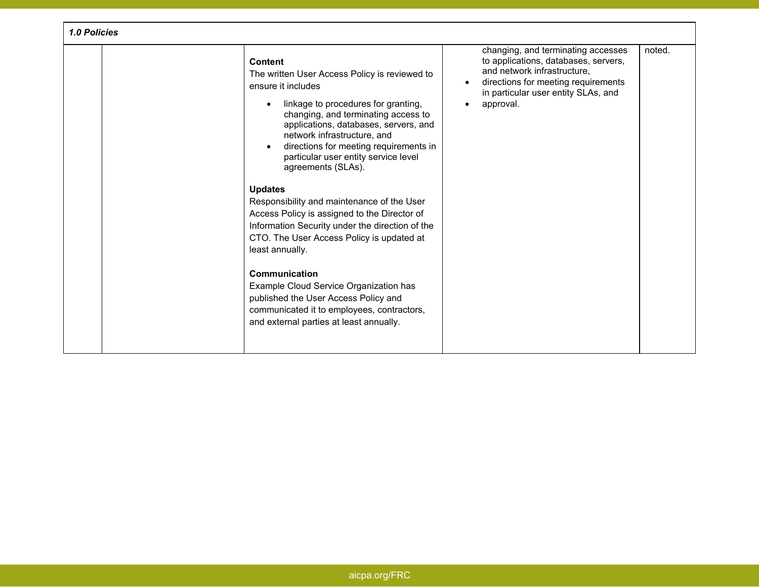| 1.0 Policies | | | | |
|---|---|---|---|---|
| | | **Content**<br>The written User Access Policy is reviewed to ensure it includes<br>• linkage to procedures for granting, changing, and terminating access to applications, databases, servers, and network infrastructure, and<br>• directions for meeting requirements in particular user entity service level agreements (SLAs).<br><br>**Updates**<br>Responsibility and maintenance of the User Access Policy is assigned to the Director of Information Security under the direction of the CTO. The User Access Policy is updated at least annually.<br><br>**Communication**<br>Example Cloud Service Organization has published the User Access Policy and communicated it to employees, contractors, and external parties at least annually. | changing, and terminating accesses to applications, databases, servers, and network infrastructure,<br>• directions for meeting requirements in particular user entity SLAs, and<br>• approval. | noted. |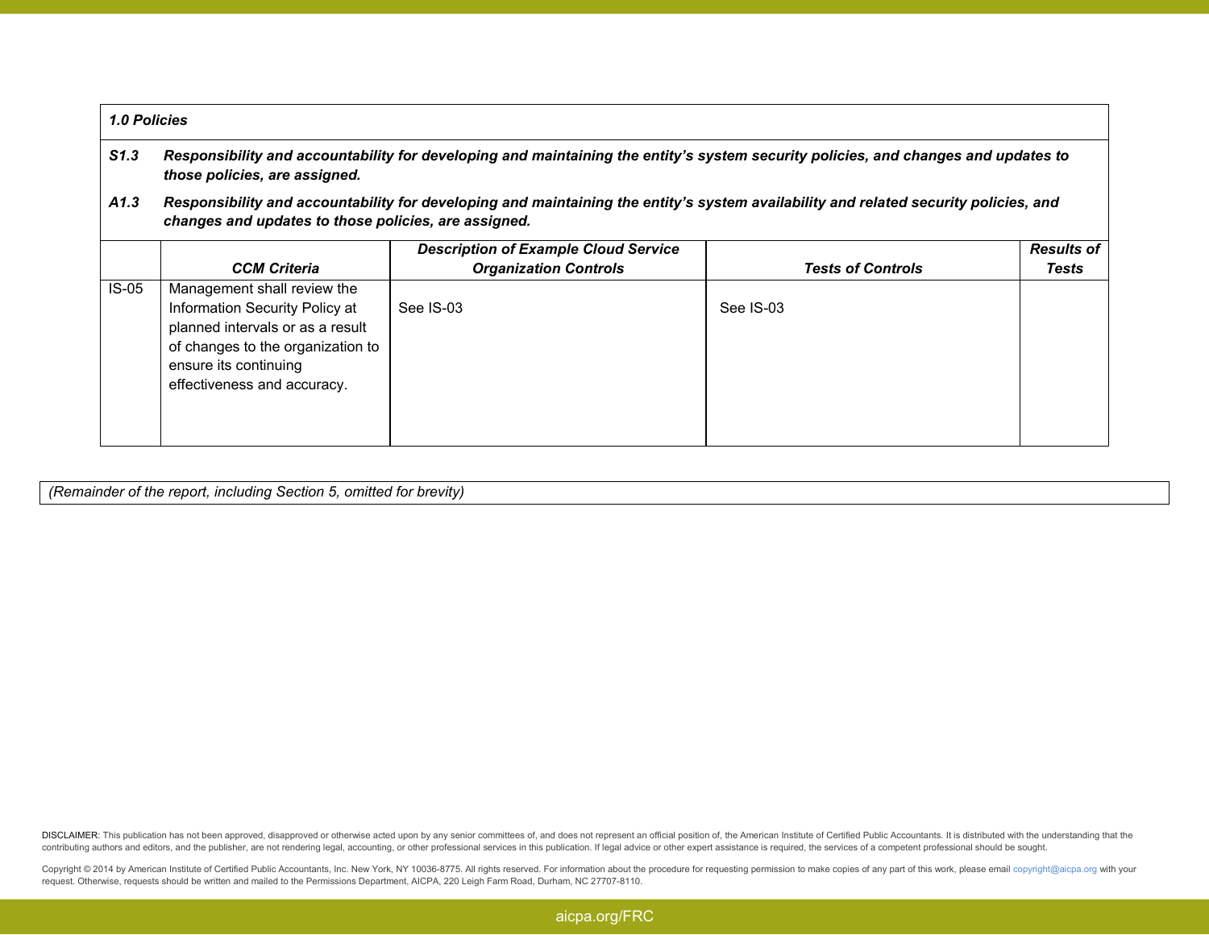*1.0 Policies*

***S1.3 Responsibility and accountability for developing and maintaining the entity's system security policies, and changes and updates to those policies, are assigned.***

***A1.3 Responsibility and accountability for developing and maintaining the entity's system availability and related security policies, and changes and updates to those policies, are assigned.***

| | *CCM Criteria* | *Description of Example Cloud Service Organization Controls* | *Tests of Controls* | *Results of Tests* |
|---|---|---|---|---|
| IS-05 | Management shall review the Information Security Policy at planned intervals or as a result of changes to the organization to ensure its continuing effectiveness and accuracy. | See IS-03 | See IS-03 | |

*(Remainder of the report, including Section 5, omitted for brevity)*

DISCLAIMER: This publication has not been approved, disapproved or otherwise acted upon by any senior committees of, and does not represent an official position of, the American Institute of Certified Public Accountants. It is distributed with the understanding that the contributing authors and editors, and the publisher, are not rendering legal, accounting, or other professional services in this publication. If legal advice or other expert assistance is required, the services of a competent professional should be sought.

Copyright © 2014 by American Institute of Certified Public Accountants, Inc. New York, NY 10036-8775. All rights reserved. For information about the procedure for requesting permission to make copies of any part of this work, please email copyright@aicpa.org with your request. Otherwise, requests should be written and mailed to the Permissions Department, AICPA, 220 Leigh Farm Road, Durham, NC 27707-8110.

aicpa.org/FRC